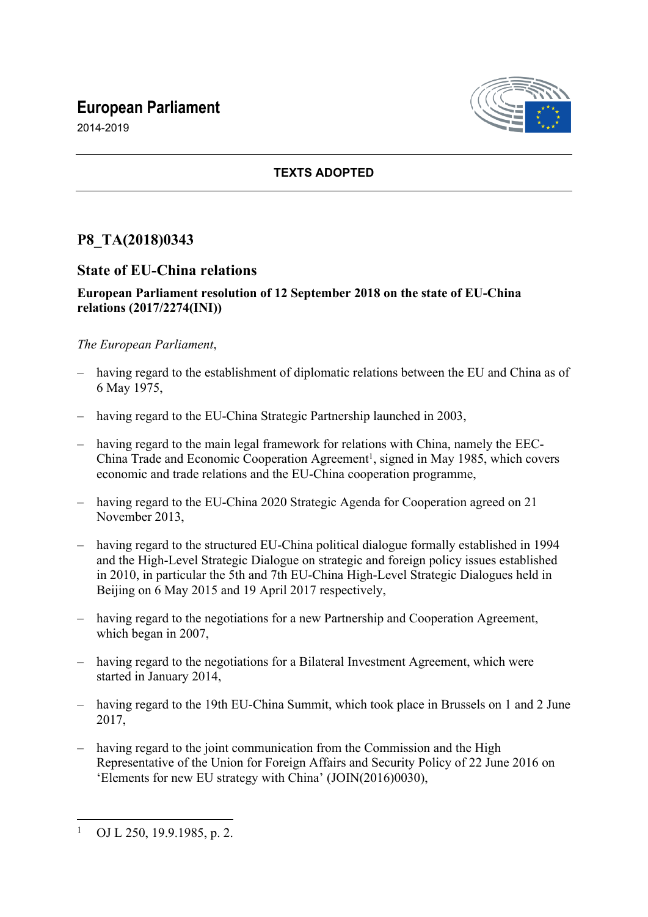# European Parliament

2014-2019

**TEXTS ADOPTED**

## P8_TA(2018)0343

## State of EU-China relations

**European Parliament resolution of 12 September 2018 on the state of EU-China relations (2017/2274(INI))**

*The European Parliament*,

- having regard to the establishment of diplomatic relations between the EU and China as of 6 May 1975,
- having regard to the EU-China Strategic Partnership launched in 2003,
- having regard to the main legal framework for relations with China, namely the EEC-China Trade and Economic Cooperation Agreement[1], signed in May 1985, which covers economic and trade relations and the EU-China cooperation programme,
- having regard to the EU-China 2020 Strategic Agenda for Cooperation agreed on 21 November 2013,
- having regard to the structured EU-China political dialogue formally established in 1994 and the High-Level Strategic Dialogue on strategic and foreign policy issues established in 2010, in particular the 5th and 7th EU-China High-Level Strategic Dialogues held in Beijing on 6 May 2015 and 19 April 2017 respectively,
- having regard to the negotiations for a new Partnership and Cooperation Agreement, which began in 2007,
- having regard to the negotiations for a Bilateral Investment Agreement, which were started in January 2014,
- having regard to the 19th EU-China Summit, which took place in Brussels on 1 and 2 June 2017,
- having regard to the joint communication from the Commission and the High Representative of the Union for Foreign Affairs and Security Policy of 22 June 2016 on 'Elements for new EU strategy with China' (JOIN(2016)0030),

[1] OJ L 250, 19.9.1985, p. 2.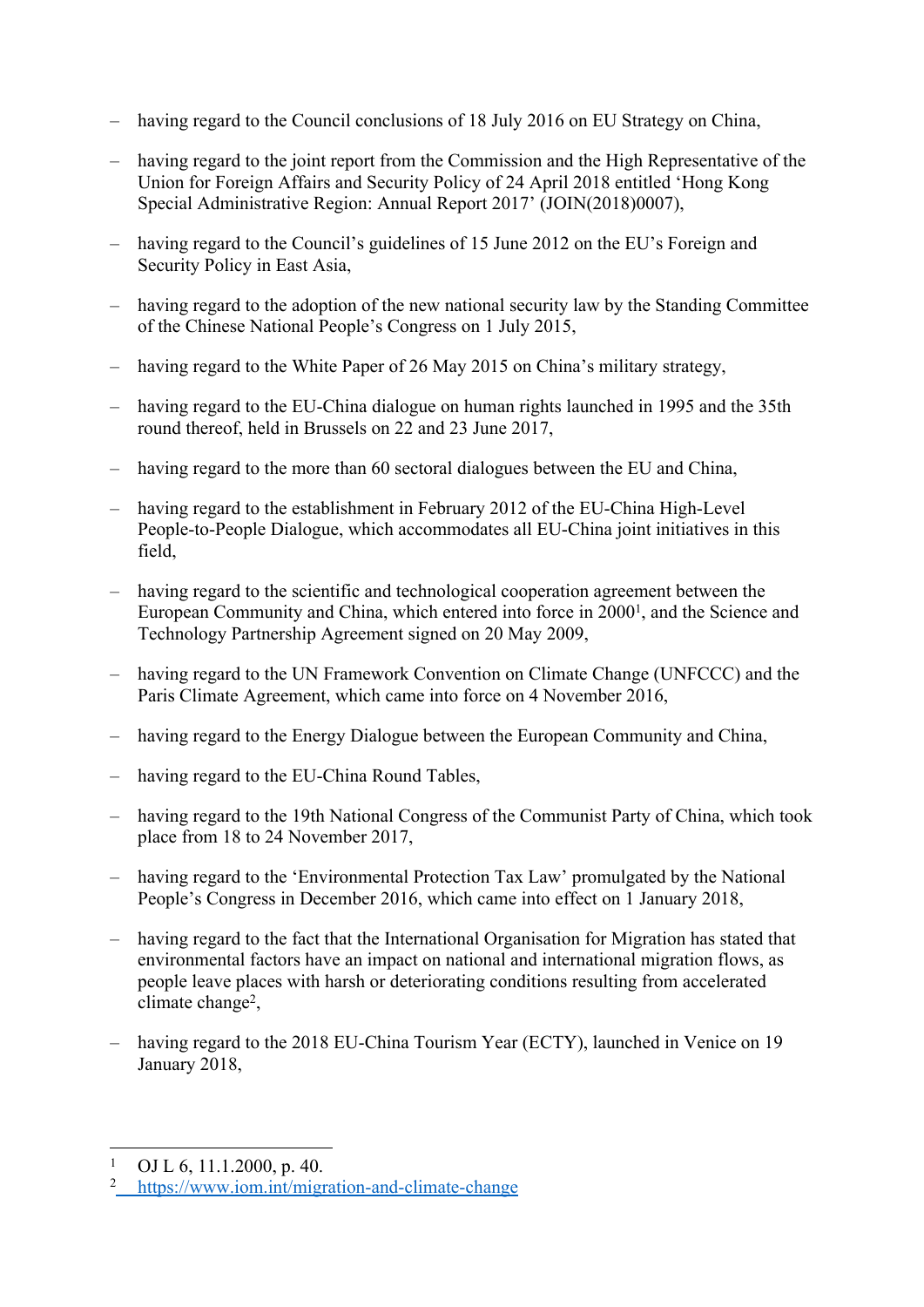- having regard to the Council conclusions of 18 July 2016 on EU Strategy on China,

- having regard to the joint report from the Commission and the High Representative of the Union for Foreign Affairs and Security Policy of 24 April 2018 entitled 'Hong Kong Special Administrative Region: Annual Report 2017' (JOIN(2018)0007),

- having regard to the Council's guidelines of 15 June 2012 on the EU's Foreign and Security Policy in East Asia,

- having regard to the adoption of the new national security law by the Standing Committee of the Chinese National People's Congress on 1 July 2015,

- having regard to the White Paper of 26 May 2015 on China's military strategy,

- having regard to the EU-China dialogue on human rights launched in 1995 and the 35th round thereof, held in Brussels on 22 and 23 June 2017,

- having regard to the more than 60 sectoral dialogues between the EU and China,

- having regard to the establishment in February 2012 of the EU-China High-Level People-to-People Dialogue, which accommodates all EU-China joint initiatives in this field,

- having regard to the scientific and technological cooperation agreement between the European Community and China, which entered into force in 2000[1], and the Science and Technology Partnership Agreement signed on 20 May 2009,

- having regard to the UN Framework Convention on Climate Change (UNFCCC) and the Paris Climate Agreement, which came into force on 4 November 2016,

- having regard to the Energy Dialogue between the European Community and China,

- having regard to the EU-China Round Tables,

- having regard to the 19th National Congress of the Communist Party of China, which took place from 18 to 24 November 2017,

- having regard to the 'Environmental Protection Tax Law' promulgated by the National People's Congress in December 2016, which came into effect on 1 January 2018,

- having regard to the fact that the International Organisation for Migration has stated that environmental factors have an impact on national and international migration flows, as people leave places with harsh or deteriorating conditions resulting from accelerated climate change[2],

- having regard to the 2018 EU-China Tourism Year (ECTY), launched in Venice on 19 January 2018,

---

[1] OJ L 6, 11.1.2000, p. 40.

[2] https://www.iom.int/migration-and-climate-change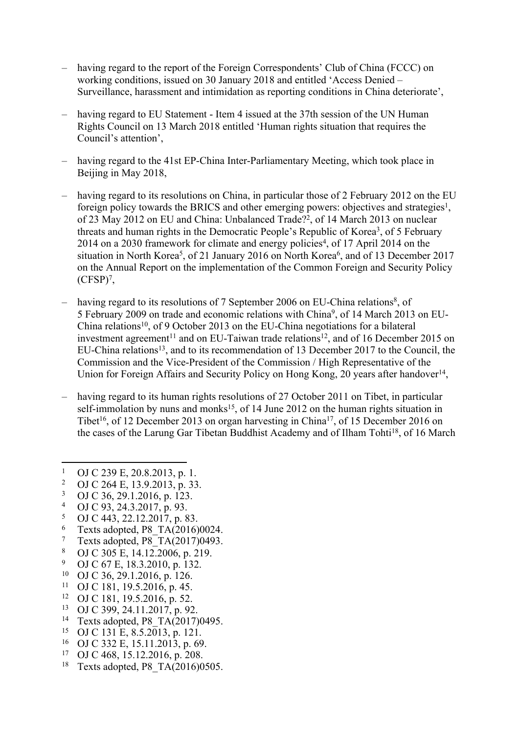- having regard to the report of the Foreign Correspondents' Club of China (FCCC) on working conditions, issued on 30 January 2018 and entitled 'Access Denied – Surveillance, harassment and intimidation as reporting conditions in China deteriorate',

- having regard to EU Statement - Item 4 issued at the 37th session of the UN Human Rights Council on 13 March 2018 entitled 'Human rights situation that requires the Council's attention',

- having regard to the 41st EP-China Inter-Parliamentary Meeting, which took place in Beijing in May 2018,

- having regard to its resolutions on China, in particular those of 2 February 2012 on the EU foreign policy towards the BRICS and other emerging powers: objectives and strategies[1], of 23 May 2012 on EU and China: Unbalanced Trade?[2], of 14 March 2013 on nuclear threats and human rights in the Democratic People's Republic of Korea[3], of 5 February 2014 on a 2030 framework for climate and energy policies[4], of 17 April 2014 on the situation in North Korea[5], of 21 January 2016 on North Korea[6], and of 13 December 2017 on the Annual Report on the implementation of the Common Foreign and Security Policy (CFSP)[7],

- having regard to its resolutions of 7 September 2006 on EU-China relations[8], of 5 February 2009 on trade and economic relations with China[9], of 14 March 2013 on EU-China relations[10], of 9 October 2013 on the EU-China negotiations for a bilateral investment agreement[11] and on EU-Taiwan trade relations[12], and of 16 December 2015 on EU-China relations[13], and to its recommendation of 13 December 2017 to the Council, the Commission and the Vice-President of the Commission / High Representative of the Union for Foreign Affairs and Security Policy on Hong Kong, 20 years after handover[14],

- having regard to its human rights resolutions of 27 October 2011 on Tibet, in particular self-immolation by nuns and monks[15], of 14 June 2012 on the human rights situation in Tibet[16], of 12 December 2013 on organ harvesting in China[17], of 15 December 2016 on the cases of the Larung Gar Tibetan Buddhist Academy and of Ilham Tohti[18], of 16 March

---

[1] OJ C 239 E, 20.8.2013, p. 1.
[2] OJ C 264 E, 13.9.2013, p. 33.
[3] OJ C 36, 29.1.2016, p. 123.
[4] OJ C 93, 24.3.2017, p. 93.
[5] OJ C 443, 22.12.2017, p. 83.
[6] Texts adopted, P8_TA(2016)0024.
[7] Texts adopted, P8_TA(2017)0493.
[8] OJ C 305 E, 14.12.2006, p. 219.
[9] OJ C 67 E, 18.3.2010, p. 132.
[10] OJ C 36, 29.1.2016, p. 126.
[11] OJ C 181, 19.5.2016, p. 45.
[12] OJ C 181, 19.5.2016, p. 52.
[13] OJ C 399, 24.11.2017, p. 92.
[14] Texts adopted, P8_TA(2017)0495.
[15] OJ C 131 E, 8.5.2013, p. 121.
[16] OJ C 332 E, 15.11.2013, p. 69.
[17] OJ C 468, 15.12.2016, p. 208.
[18] Texts adopted, P8_TA(2016)0505.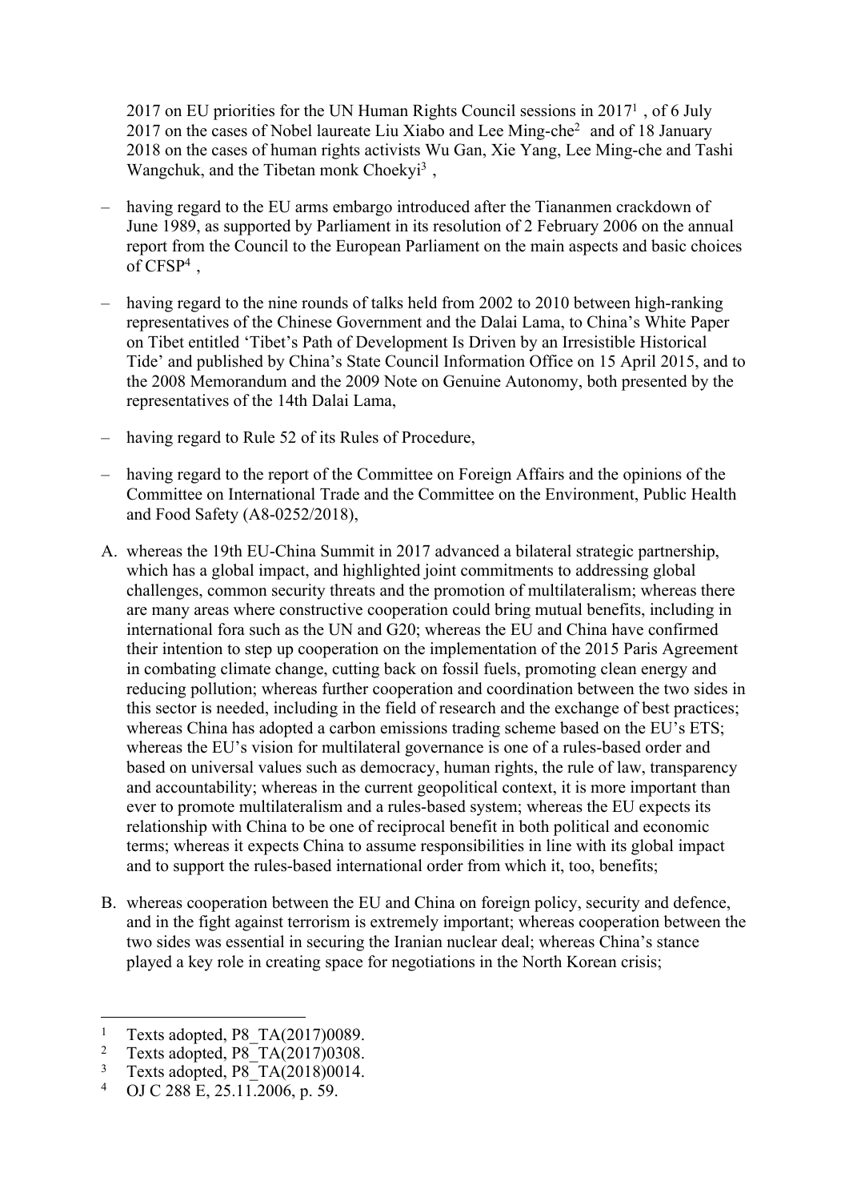2017 on EU priorities for the UN Human Rights Council sessions in 2017[1] , of 6 July 2017 on the cases of Nobel laureate Liu Xiabo and Lee Ming-che[2] and of 18 January 2018 on the cases of human rights activists Wu Gan, Xie Yang, Lee Ming-che and Tashi Wangchuk, and the Tibetan monk Choekyi[3] ,

– having regard to the EU arms embargo introduced after the Tiananmen crackdown of June 1989, as supported by Parliament in its resolution of 2 February 2006 on the annual report from the Council to the European Parliament on the main aspects and basic choices of CFSP[4] ,

– having regard to the nine rounds of talks held from 2002 to 2010 between high-ranking representatives of the Chinese Government and the Dalai Lama, to China's White Paper on Tibet entitled 'Tibet's Path of Development Is Driven by an Irresistible Historical Tide' and published by China's State Council Information Office on 15 April 2015, and to the 2008 Memorandum and the 2009 Note on Genuine Autonomy, both presented by the representatives of the 14th Dalai Lama,

– having regard to Rule 52 of its Rules of Procedure,

– having regard to the report of the Committee on Foreign Affairs and the opinions of the Committee on International Trade and the Committee on the Environment, Public Health and Food Safety (A8-0252/2018),

A. whereas the 19th EU-China Summit in 2017 advanced a bilateral strategic partnership, which has a global impact, and highlighted joint commitments to addressing global challenges, common security threats and the promotion of multilateralism; whereas there are many areas where constructive cooperation could bring mutual benefits, including in international fora such as the UN and G20; whereas the EU and China have confirmed their intention to step up cooperation on the implementation of the 2015 Paris Agreement in combating climate change, cutting back on fossil fuels, promoting clean energy and reducing pollution; whereas further cooperation and coordination between the two sides in this sector is needed, including in the field of research and the exchange of best practices; whereas China has adopted a carbon emissions trading scheme based on the EU's ETS; whereas the EU's vision for multilateral governance is one of a rules-based order and based on universal values such as democracy, human rights, the rule of law, transparency and accountability; whereas in the current geopolitical context, it is more important than ever to promote multilateralism and a rules-based system; whereas the EU expects its relationship with China to be one of reciprocal benefit in both political and economic terms; whereas it expects China to assume responsibilities in line with its global impact and to support the rules-based international order from which it, too, benefits;

B. whereas cooperation between the EU and China on foreign policy, security and defence, and in the fight against terrorism is extremely important; whereas cooperation between the two sides was essential in securing the Iranian nuclear deal; whereas China's stance played a key role in creating space for negotiations in the North Korean crisis;

[1] Texts adopted, P8_TA(2017)0089.
[2] Texts adopted, P8_TA(2017)0308.
[3] Texts adopted, P8_TA(2018)0014.
[4] OJ C 288 E, 25.11.2006, p. 59.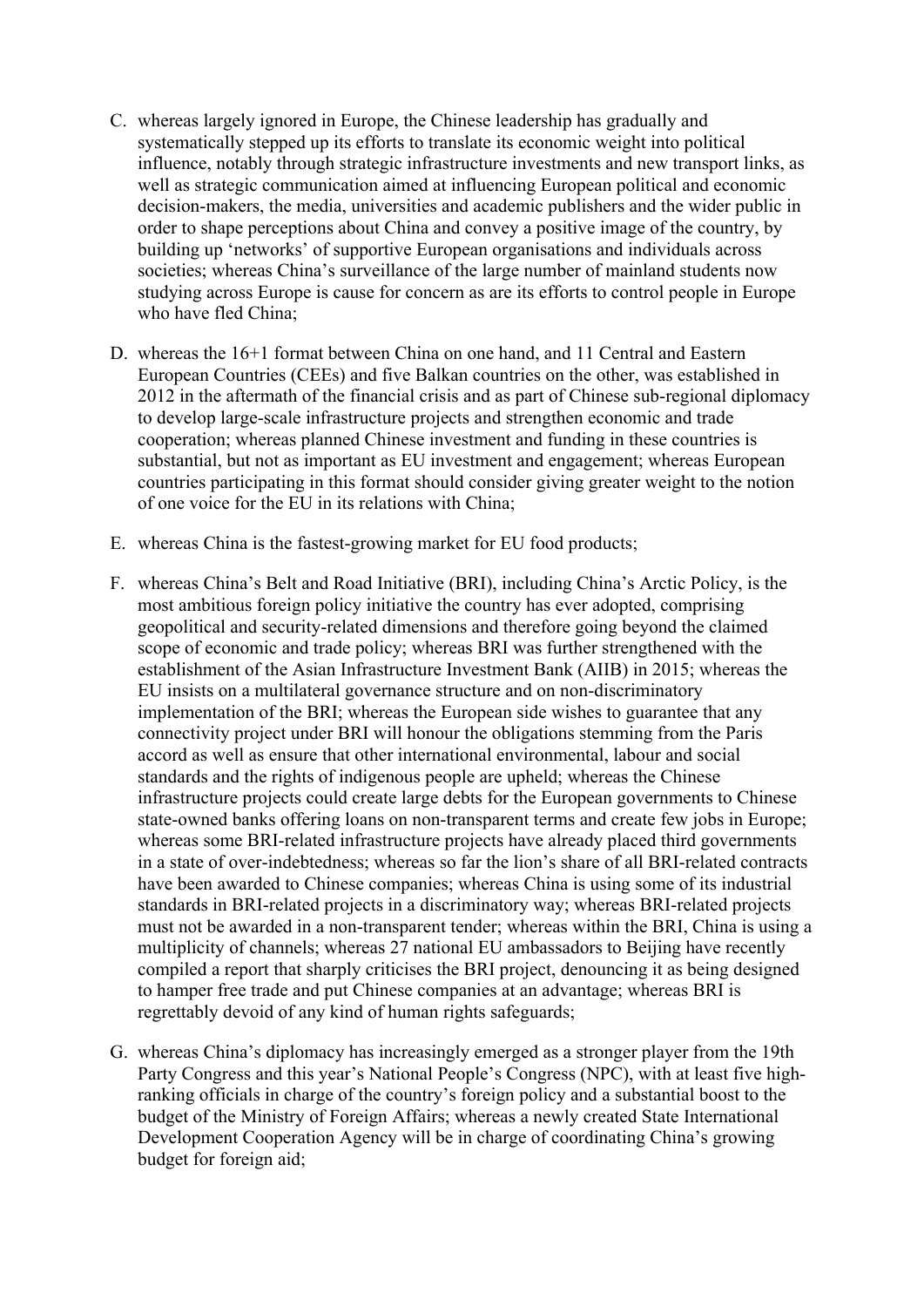C. whereas largely ignored in Europe, the Chinese leadership has gradually and systematically stepped up its efforts to translate its economic weight into political influence, notably through strategic infrastructure investments and new transport links, as well as strategic communication aimed at influencing European political and economic decision-makers, the media, universities and academic publishers and the wider public in order to shape perceptions about China and convey a positive image of the country, by building up 'networks' of supportive European organisations and individuals across societies; whereas China's surveillance of the large number of mainland students now studying across Europe is cause for concern as are its efforts to control people in Europe who have fled China;

D. whereas the 16+1 format between China on one hand, and 11 Central and Eastern European Countries (CEEs) and five Balkan countries on the other, was established in 2012 in the aftermath of the financial crisis and as part of Chinese sub-regional diplomacy to develop large-scale infrastructure projects and strengthen economic and trade cooperation; whereas planned Chinese investment and funding in these countries is substantial, but not as important as EU investment and engagement; whereas European countries participating in this format should consider giving greater weight to the notion of one voice for the EU in its relations with China;

E. whereas China is the fastest-growing market for EU food products;

F. whereas China's Belt and Road Initiative (BRI), including China's Arctic Policy, is the most ambitious foreign policy initiative the country has ever adopted, comprising geopolitical and security-related dimensions and therefore going beyond the claimed scope of economic and trade policy; whereas BRI was further strengthened with the establishment of the Asian Infrastructure Investment Bank (AIIB) in 2015; whereas the EU insists on a multilateral governance structure and on non-discriminatory implementation of the BRI; whereas the European side wishes to guarantee that any connectivity project under BRI will honour the obligations stemming from the Paris accord as well as ensure that other international environmental, labour and social standards and the rights of indigenous people are upheld; whereas the Chinese infrastructure projects could create large debts for the European governments to Chinese state-owned banks offering loans on non-transparent terms and create few jobs in Europe; whereas some BRI-related infrastructure projects have already placed third governments in a state of over-indebtedness; whereas so far the lion's share of all BRI-related contracts have been awarded to Chinese companies; whereas China is using some of its industrial standards in BRI-related projects in a discriminatory way; whereas BRI-related projects must not be awarded in a non-transparent tender; whereas within the BRI, China is using a multiplicity of channels; whereas 27 national EU ambassadors to Beijing have recently compiled a report that sharply criticises the BRI project, denouncing it as being designed to hamper free trade and put Chinese companies at an advantage; whereas BRI is regrettably devoid of any kind of human rights safeguards;

G. whereas China's diplomacy has increasingly emerged as a stronger player from the 19th Party Congress and this year's National People's Congress (NPC), with at least five high-ranking officials in charge of the country's foreign policy and a substantial boost to the budget of the Ministry of Foreign Affairs; whereas a newly created State International Development Cooperation Agency will be in charge of coordinating China's growing budget for foreign aid;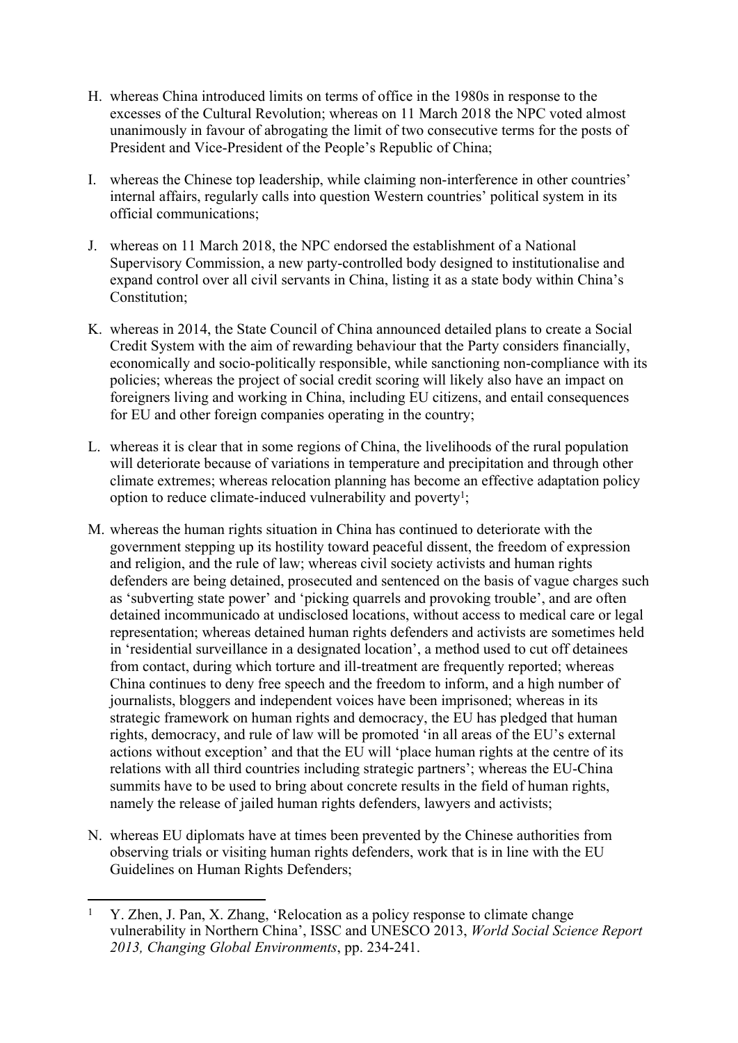H. whereas China introduced limits on terms of office in the 1980s in response to the excesses of the Cultural Revolution; whereas on 11 March 2018 the NPC voted almost unanimously in favour of abrogating the limit of two consecutive terms for the posts of President and Vice-President of the People's Republic of China;

I. whereas the Chinese top leadership, while claiming non-interference in other countries' internal affairs, regularly calls into question Western countries' political system in its official communications;

J. whereas on 11 March 2018, the NPC endorsed the establishment of a National Supervisory Commission, a new party-controlled body designed to institutionalise and expand control over all civil servants in China, listing it as a state body within China's Constitution;

K. whereas in 2014, the State Council of China announced detailed plans to create a Social Credit System with the aim of rewarding behaviour that the Party considers financially, economically and socio-politically responsible, while sanctioning non-compliance with its policies; whereas the project of social credit scoring will likely also have an impact on foreigners living and working in China, including EU citizens, and entail consequences for EU and other foreign companies operating in the country;

L. whereas it is clear that in some regions of China, the livelihoods of the rural population will deteriorate because of variations in temperature and precipitation and through other climate extremes; whereas relocation planning has become an effective adaptation policy option to reduce climate-induced vulnerability and poverty[1];

M. whereas the human rights situation in China has continued to deteriorate with the government stepping up its hostility toward peaceful dissent, the freedom of expression and religion, and the rule of law; whereas civil society activists and human rights defenders are being detained, prosecuted and sentenced on the basis of vague charges such as 'subverting state power' and 'picking quarrels and provoking trouble', and are often detained incommunicado at undisclosed locations, without access to medical care or legal representation; whereas detained human rights defenders and activists are sometimes held in 'residential surveillance in a designated location', a method used to cut off detainees from contact, during which torture and ill-treatment are frequently reported; whereas China continues to deny free speech and the freedom to inform, and a high number of journalists, bloggers and independent voices have been imprisoned; whereas in its strategic framework on human rights and democracy, the EU has pledged that human rights, democracy, and rule of law will be promoted 'in all areas of the EU's external actions without exception' and that the EU will 'place human rights at the centre of its relations with all third countries including strategic partners'; whereas the EU-China summits have to be used to bring about concrete results in the field of human rights, namely the release of jailed human rights defenders, lawyers and activists;

N. whereas EU diplomats have at times been prevented by the Chinese authorities from observing trials or visiting human rights defenders, work that is in line with the EU Guidelines on Human Rights Defenders;

[1] Y. Zhen, J. Pan, X. Zhang, 'Relocation as a policy response to climate change vulnerability in Northern China', ISSC and UNESCO 2013, *World Social Science Report 2013, Changing Global Environments*, pp. 234-241.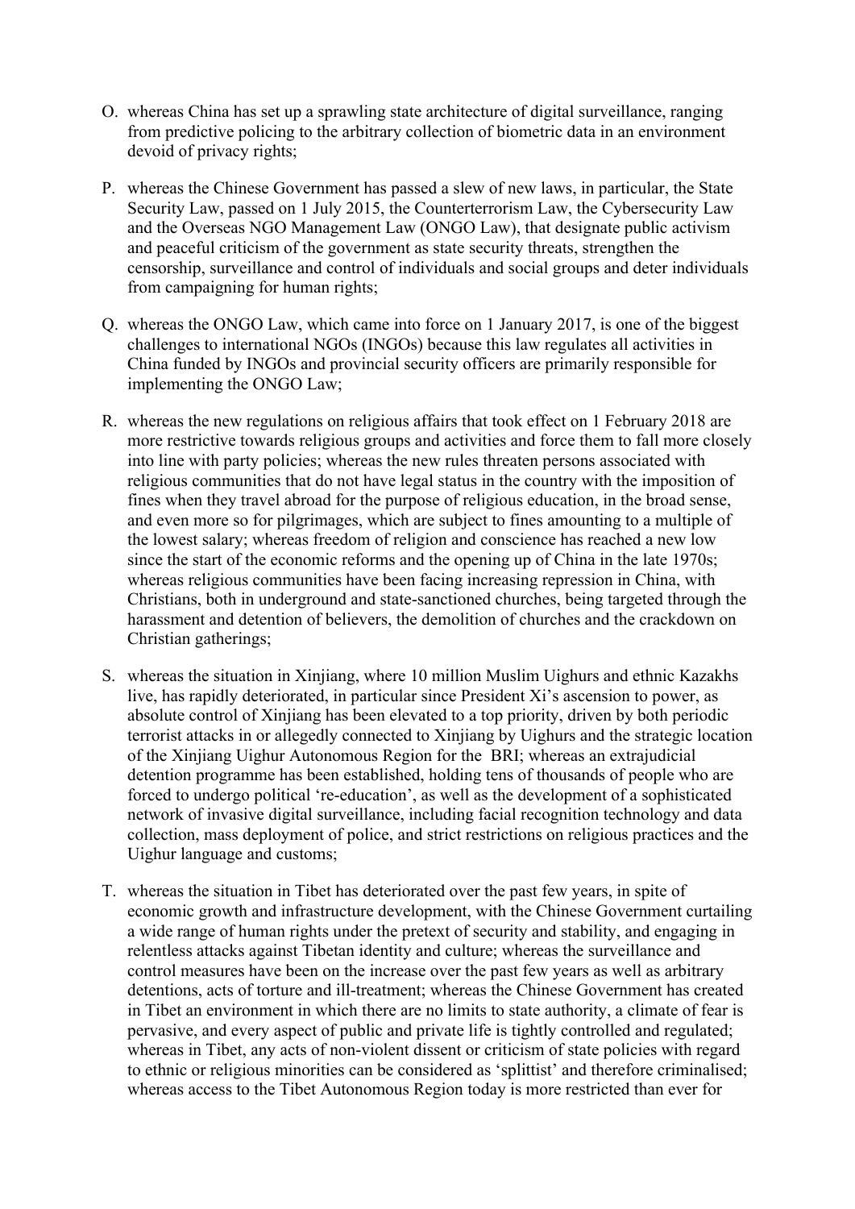O. whereas China has set up a sprawling state architecture of digital surveillance, ranging from predictive policing to the arbitrary collection of biometric data in an environment devoid of privacy rights;

P. whereas the Chinese Government has passed a slew of new laws, in particular, the State Security Law, passed on 1 July 2015, the Counterterrorism Law, the Cybersecurity Law and the Overseas NGO Management Law (ONGO Law), that designate public activism and peaceful criticism of the government as state security threats, strengthen the censorship, surveillance and control of individuals and social groups and deter individuals from campaigning for human rights;

Q. whereas the ONGO Law, which came into force on 1 January 2017, is one of the biggest challenges to international NGOs (INGOs) because this law regulates all activities in China funded by INGOs and provincial security officers are primarily responsible for implementing the ONGO Law;

R. whereas the new regulations on religious affairs that took effect on 1 February 2018 are more restrictive towards religious groups and activities and force them to fall more closely into line with party policies; whereas the new rules threaten persons associated with religious communities that do not have legal status in the country with the imposition of fines when they travel abroad for the purpose of religious education, in the broad sense, and even more so for pilgrimages, which are subject to fines amounting to a multiple of the lowest salary; whereas freedom of religion and conscience has reached a new low since the start of the economic reforms and the opening up of China in the late 1970s; whereas religious communities have been facing increasing repression in China, with Christians, both in underground and state-sanctioned churches, being targeted through the harassment and detention of believers, the demolition of churches and the crackdown on Christian gatherings;

S. whereas the situation in Xinjiang, where 10 million Muslim Uighurs and ethnic Kazakhs live, has rapidly deteriorated, in particular since President Xi's ascension to power, as absolute control of Xinjiang has been elevated to a top priority, driven by both periodic terrorist attacks in or allegedly connected to Xinjiang by Uighurs and the strategic location of the Xinjiang Uighur Autonomous Region for the BRI; whereas an extrajudicial detention programme has been established, holding tens of thousands of people who are forced to undergo political 're-education', as well as the development of a sophisticated network of invasive digital surveillance, including facial recognition technology and data collection, mass deployment of police, and strict restrictions on religious practices and the Uighur language and customs;

T. whereas the situation in Tibet has deteriorated over the past few years, in spite of economic growth and infrastructure development, with the Chinese Government curtailing a wide range of human rights under the pretext of security and stability, and engaging in relentless attacks against Tibetan identity and culture; whereas the surveillance and control measures have been on the increase over the past few years as well as arbitrary detentions, acts of torture and ill-treatment; whereas the Chinese Government has created in Tibet an environment in which there are no limits to state authority, a climate of fear is pervasive, and every aspect of public and private life is tightly controlled and regulated; whereas in Tibet, any acts of non-violent dissent or criticism of state policies with regard to ethnic or religious minorities can be considered as 'splittist' and therefore criminalised; whereas access to the Tibet Autonomous Region today is more restricted than ever for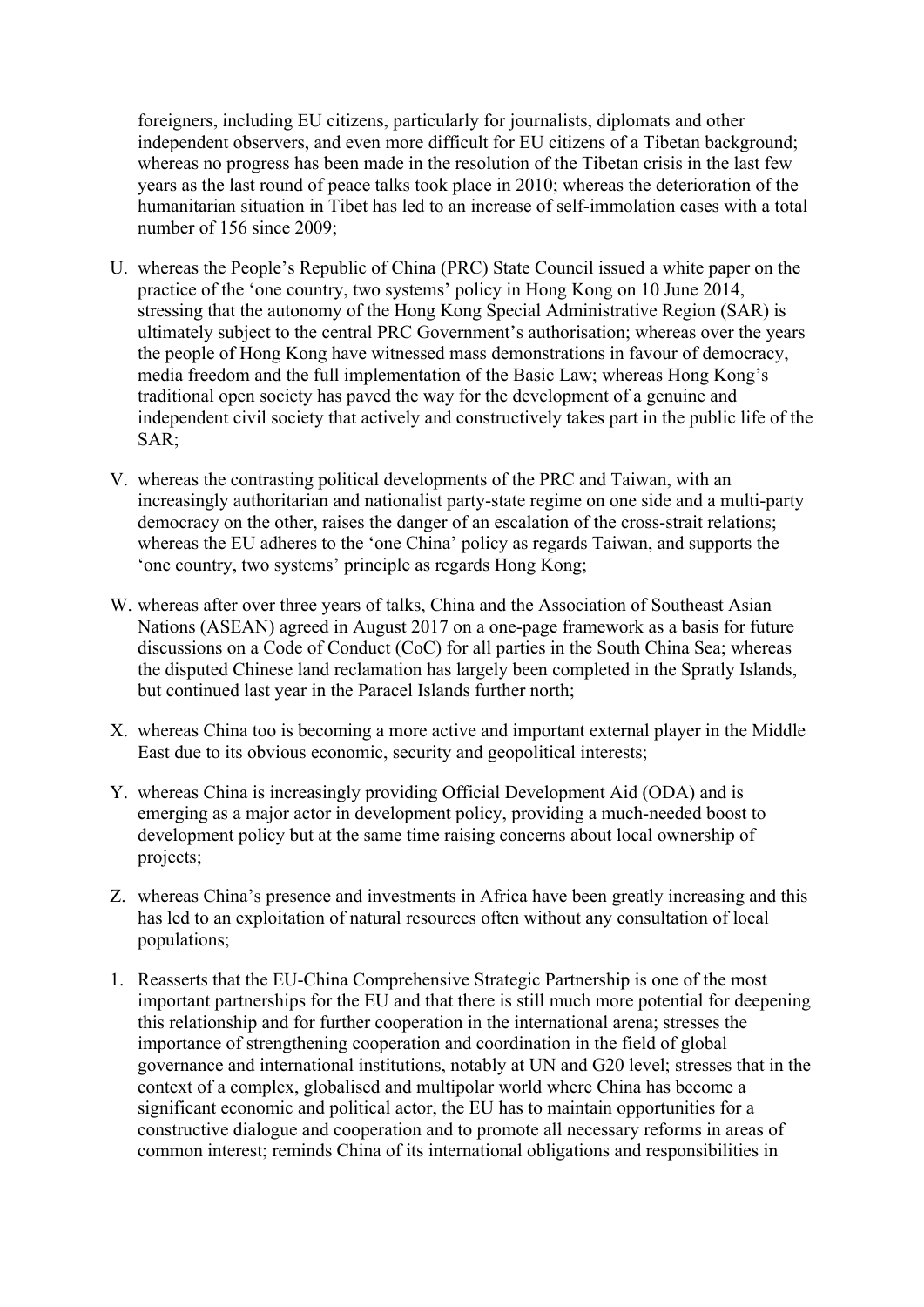foreigners, including EU citizens, particularly for journalists, diplomats and other independent observers, and even more difficult for EU citizens of a Tibetan background; whereas no progress has been made in the resolution of the Tibetan crisis in the last few years as the last round of peace talks took place in 2010; whereas the deterioration of the humanitarian situation in Tibet has led to an increase of self-immolation cases with a total number of 156 since 2009;

U. whereas the People's Republic of China (PRC) State Council issued a white paper on the practice of the 'one country, two systems' policy in Hong Kong on 10 June 2014, stressing that the autonomy of the Hong Kong Special Administrative Region (SAR) is ultimately subject to the central PRC Government's authorisation; whereas over the years the people of Hong Kong have witnessed mass demonstrations in favour of democracy, media freedom and the full implementation of the Basic Law; whereas Hong Kong's traditional open society has paved the way for the development of a genuine and independent civil society that actively and constructively takes part in the public life of the SAR;

V. whereas the contrasting political developments of the PRC and Taiwan, with an increasingly authoritarian and nationalist party-state regime on one side and a multi-party democracy on the other, raises the danger of an escalation of the cross-strait relations; whereas the EU adheres to the 'one China' policy as regards Taiwan, and supports the 'one country, two systems' principle as regards Hong Kong;

W. whereas after over three years of talks, China and the Association of Southeast Asian Nations (ASEAN) agreed in August 2017 on a one-page framework as a basis for future discussions on a Code of Conduct (CoC) for all parties in the South China Sea; whereas the disputed Chinese land reclamation has largely been completed in the Spratly Islands, but continued last year in the Paracel Islands further north;

X. whereas China too is becoming a more active and important external player in the Middle East due to its obvious economic, security and geopolitical interests;

Y. whereas China is increasingly providing Official Development Aid (ODA) and is emerging as a major actor in development policy, providing a much-needed boost to development policy but at the same time raising concerns about local ownership of projects;

Z. whereas China's presence and investments in Africa have been greatly increasing and this has led to an exploitation of natural resources often without any consultation of local populations;

1. Reasserts that the EU-China Comprehensive Strategic Partnership is one of the most important partnerships for the EU and that there is still much more potential for deepening this relationship and for further cooperation in the international arena; stresses the importance of strengthening cooperation and coordination in the field of global governance and international institutions, notably at UN and G20 level; stresses that in the context of a complex, globalised and multipolar world where China has become a significant economic and political actor, the EU has to maintain opportunities for a constructive dialogue and cooperation and to promote all necessary reforms in areas of common interest; reminds China of its international obligations and responsibilities in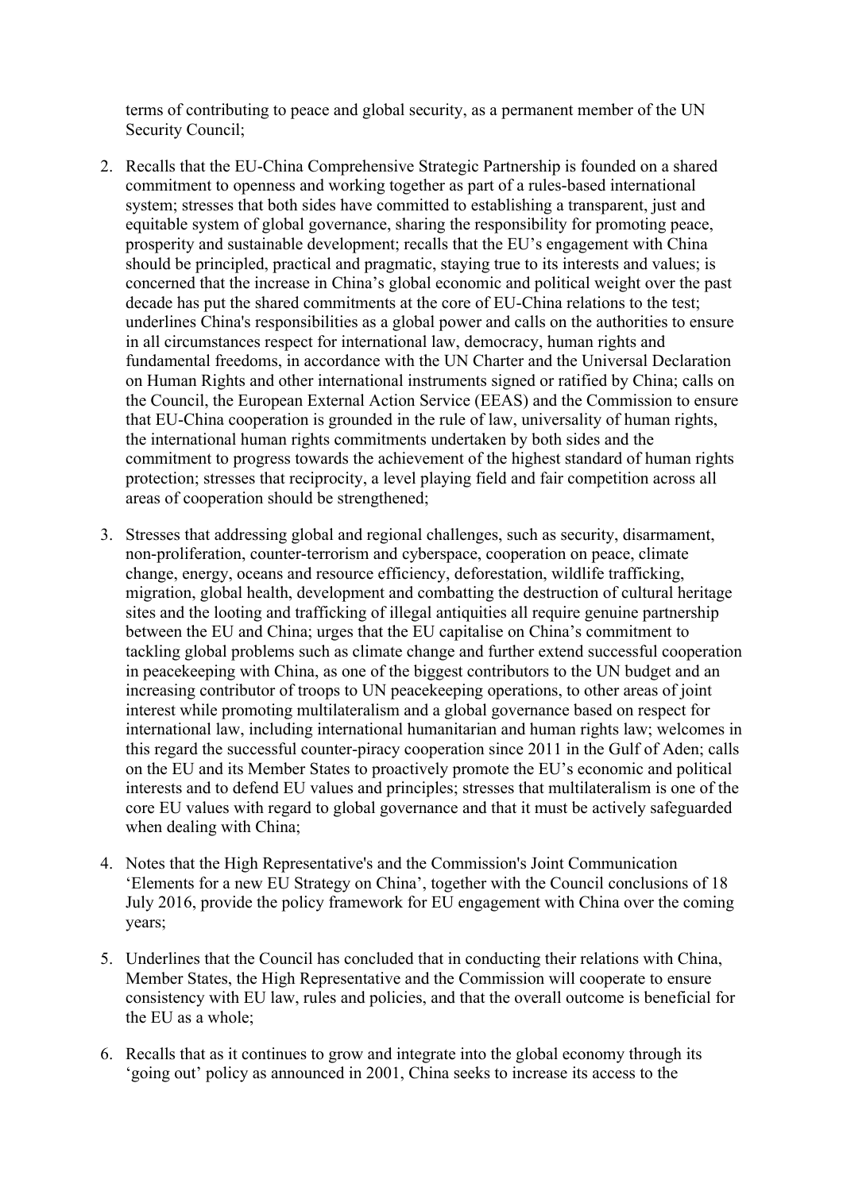terms of contributing to peace and global security, as a permanent member of the UN Security Council;

2. Recalls that the EU-China Comprehensive Strategic Partnership is founded on a shared commitment to openness and working together as part of a rules-based international system; stresses that both sides have committed to establishing a transparent, just and equitable system of global governance, sharing the responsibility for promoting peace, prosperity and sustainable development; recalls that the EU's engagement with China should be principled, practical and pragmatic, staying true to its interests and values; is concerned that the increase in China's global economic and political weight over the past decade has put the shared commitments at the core of EU-China relations to the test; underlines China's responsibilities as a global power and calls on the authorities to ensure in all circumstances respect for international law, democracy, human rights and fundamental freedoms, in accordance with the UN Charter and the Universal Declaration on Human Rights and other international instruments signed or ratified by China; calls on the Council, the European External Action Service (EEAS) and the Commission to ensure that EU-China cooperation is grounded in the rule of law, universality of human rights, the international human rights commitments undertaken by both sides and the commitment to progress towards the achievement of the highest standard of human rights protection; stresses that reciprocity, a level playing field and fair competition across all areas of cooperation should be strengthened;

3. Stresses that addressing global and regional challenges, such as security, disarmament, non-proliferation, counter-terrorism and cyberspace, cooperation on peace, climate change, energy, oceans and resource efficiency, deforestation, wildlife trafficking, migration, global health, development and combatting the destruction of cultural heritage sites and the looting and trafficking of illegal antiquities all require genuine partnership between the EU and China; urges that the EU capitalise on China's commitment to tackling global problems such as climate change and further extend successful cooperation in peacekeeping with China, as one of the biggest contributors to the UN budget and an increasing contributor of troops to UN peacekeeping operations, to other areas of joint interest while promoting multilateralism and a global governance based on respect for international law, including international humanitarian and human rights law; welcomes in this regard the successful counter-piracy cooperation since 2011 in the Gulf of Aden; calls on the EU and its Member States to proactively promote the EU's economic and political interests and to defend EU values and principles; stresses that multilateralism is one of the core EU values with regard to global governance and that it must be actively safeguarded when dealing with China;

4. Notes that the High Representative's and the Commission's Joint Communication 'Elements for a new EU Strategy on China', together with the Council conclusions of 18 July 2016, provide the policy framework for EU engagement with China over the coming years;

5. Underlines that the Council has concluded that in conducting their relations with China, Member States, the High Representative and the Commission will cooperate to ensure consistency with EU law, rules and policies, and that the overall outcome is beneficial for the EU as a whole;

6. Recalls that as it continues to grow and integrate into the global economy through its 'going out' policy as announced in 2001, China seeks to increase its access to the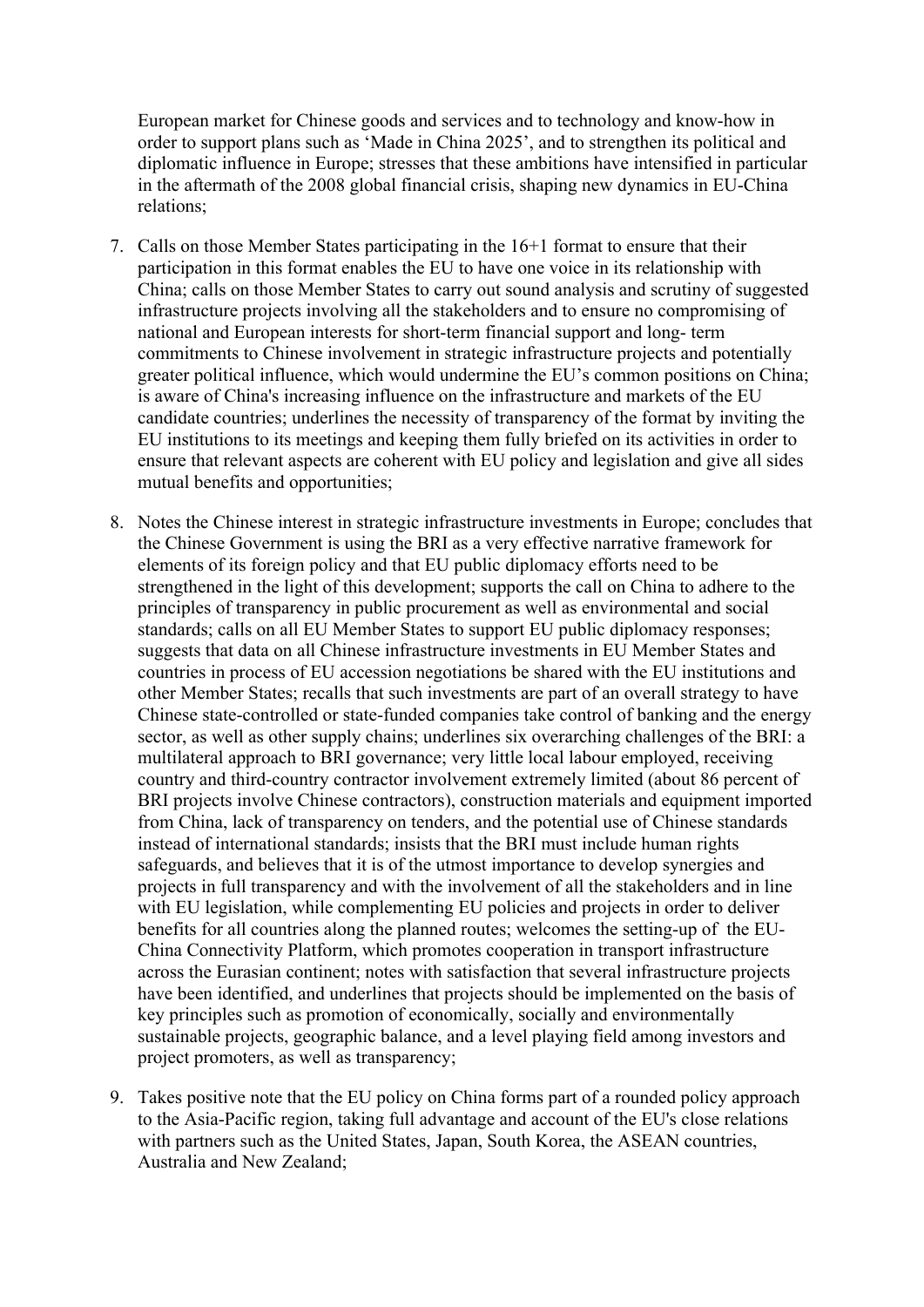European market for Chinese goods and services and to technology and know-how in order to support plans such as 'Made in China 2025', and to strengthen its political and diplomatic influence in Europe; stresses that these ambitions have intensified in particular in the aftermath of the 2008 global financial crisis, shaping new dynamics in EU-China relations;

7. Calls on those Member States participating in the 16+1 format to ensure that their participation in this format enables the EU to have one voice in its relationship with China; calls on those Member States to carry out sound analysis and scrutiny of suggested infrastructure projects involving all the stakeholders and to ensure no compromising of national and European interests for short-term financial support and long- term commitments to Chinese involvement in strategic infrastructure projects and potentially greater political influence, which would undermine the EU's common positions on China; is aware of China's increasing influence on the infrastructure and markets of the EU candidate countries; underlines the necessity of transparency of the format by inviting the EU institutions to its meetings and keeping them fully briefed on its activities in order to ensure that relevant aspects are coherent with EU policy and legislation and give all sides mutual benefits and opportunities;

8. Notes the Chinese interest in strategic infrastructure investments in Europe; concludes that the Chinese Government is using the BRI as a very effective narrative framework for elements of its foreign policy and that EU public diplomacy efforts need to be strengthened in the light of this development; supports the call on China to adhere to the principles of transparency in public procurement as well as environmental and social standards; calls on all EU Member States to support EU public diplomacy responses; suggests that data on all Chinese infrastructure investments in EU Member States and countries in process of EU accession negotiations be shared with the EU institutions and other Member States; recalls that such investments are part of an overall strategy to have Chinese state-controlled or state-funded companies take control of banking and the energy sector, as well as other supply chains; underlines six overarching challenges of the BRI: a multilateral approach to BRI governance; very little local labour employed, receiving country and third-country contractor involvement extremely limited (about 86 percent of BRI projects involve Chinese contractors), construction materials and equipment imported from China, lack of transparency on tenders, and the potential use of Chinese standards instead of international standards; insists that the BRI must include human rights safeguards, and believes that it is of the utmost importance to develop synergies and projects in full transparency and with the involvement of all the stakeholders and in line with EU legislation, while complementing EU policies and projects in order to deliver benefits for all countries along the planned routes; welcomes the setting-up of the EU-China Connectivity Platform, which promotes cooperation in transport infrastructure across the Eurasian continent; notes with satisfaction that several infrastructure projects have been identified, and underlines that projects should be implemented on the basis of key principles such as promotion of economically, socially and environmentally sustainable projects, geographic balance, and a level playing field among investors and project promoters, as well as transparency;

9. Takes positive note that the EU policy on China forms part of a rounded policy approach to the Asia-Pacific region, taking full advantage and account of the EU's close relations with partners such as the United States, Japan, South Korea, the ASEAN countries, Australia and New Zealand;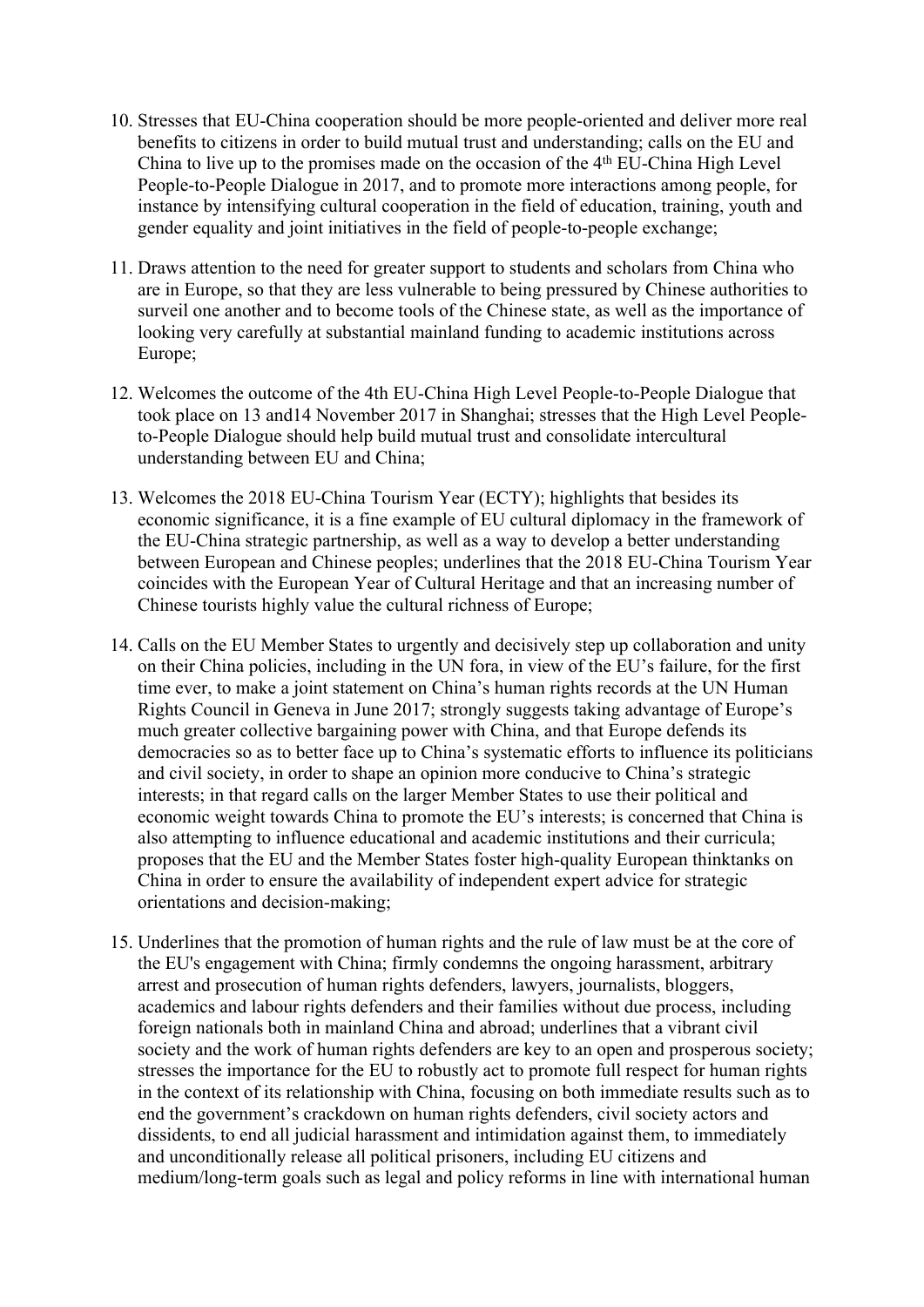10. Stresses that EU-China cooperation should be more people-oriented and deliver more real benefits to citizens in order to build mutual trust and understanding; calls on the EU and China to live up to the promises made on the occasion of the 4th EU-China High Level People-to-People Dialogue in 2017, and to promote more interactions among people, for instance by intensifying cultural cooperation in the field of education, training, youth and gender equality and joint initiatives in the field of people-to-people exchange;

11. Draws attention to the need for greater support to students and scholars from China who are in Europe, so that they are less vulnerable to being pressured by Chinese authorities to surveil one another and to become tools of the Chinese state, as well as the importance of looking very carefully at substantial mainland funding to academic institutions across Europe;

12. Welcomes the outcome of the 4th EU-China High Level People-to-People Dialogue that took place on 13 and14 November 2017 in Shanghai; stresses that the High Level People-to-People Dialogue should help build mutual trust and consolidate intercultural understanding between EU and China;

13. Welcomes the 2018 EU-China Tourism Year (ECTY); highlights that besides its economic significance, it is a fine example of EU cultural diplomacy in the framework of the EU-China strategic partnership, as well as a way to develop a better understanding between European and Chinese peoples; underlines that the 2018 EU-China Tourism Year coincides with the European Year of Cultural Heritage and that an increasing number of Chinese tourists highly value the cultural richness of Europe;

14. Calls on the EU Member States to urgently and decisively step up collaboration and unity on their China policies, including in the UN fora, in view of the EU's failure, for the first time ever, to make a joint statement on China's human rights records at the UN Human Rights Council in Geneva in June 2017; strongly suggests taking advantage of Europe's much greater collective bargaining power with China, and that Europe defends its democracies so as to better face up to China's systematic efforts to influence its politicians and civil society, in order to shape an opinion more conducive to China's strategic interests; in that regard calls on the larger Member States to use their political and economic weight towards China to promote the EU's interests; is concerned that China is also attempting to influence educational and academic institutions and their curricula; proposes that the EU and the Member States foster high-quality European thinktanks on China in order to ensure the availability of independent expert advice for strategic orientations and decision-making;

15. Underlines that the promotion of human rights and the rule of law must be at the core of the EU's engagement with China; firmly condemns the ongoing harassment, arbitrary arrest and prosecution of human rights defenders, lawyers, journalists, bloggers, academics and labour rights defenders and their families without due process, including foreign nationals both in mainland China and abroad; underlines that a vibrant civil society and the work of human rights defenders are key to an open and prosperous society; stresses the importance for the EU to robustly act to promote full respect for human rights in the context of its relationship with China, focusing on both immediate results such as to end the government's crackdown on human rights defenders, civil society actors and dissidents, to end all judicial harassment and intimidation against them, to immediately and unconditionally release all political prisoners, including EU citizens and medium/long-term goals such as legal and policy reforms in line with international human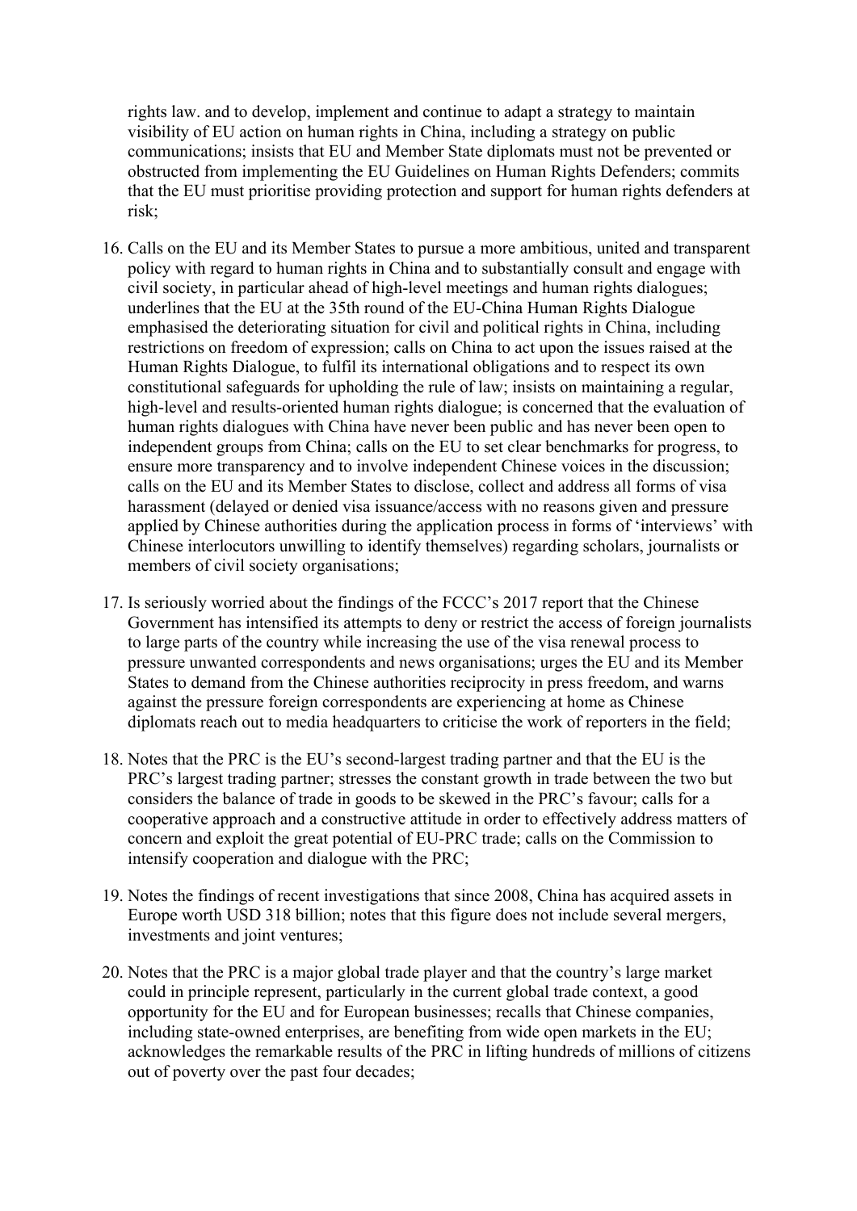rights law. and to develop, implement and continue to adapt a strategy to maintain visibility of EU action on human rights in China, including a strategy on public communications; insists that EU and Member State diplomats must not be prevented or obstructed from implementing the EU Guidelines on Human Rights Defenders; commits that the EU must prioritise providing protection and support for human rights defenders at risk;

16. Calls on the EU and its Member States to pursue a more ambitious, united and transparent policy with regard to human rights in China and to substantially consult and engage with civil society, in particular ahead of high-level meetings and human rights dialogues; underlines that the EU at the 35th round of the EU-China Human Rights Dialogue emphasised the deteriorating situation for civil and political rights in China, including restrictions on freedom of expression; calls on China to act upon the issues raised at the Human Rights Dialogue, to fulfil its international obligations and to respect its own constitutional safeguards for upholding the rule of law; insists on maintaining a regular, high-level and results-oriented human rights dialogue; is concerned that the evaluation of human rights dialogues with China have never been public and has never been open to independent groups from China; calls on the EU to set clear benchmarks for progress, to ensure more transparency and to involve independent Chinese voices in the discussion; calls on the EU and its Member States to disclose, collect and address all forms of visa harassment (delayed or denied visa issuance/access with no reasons given and pressure applied by Chinese authorities during the application process in forms of 'interviews' with Chinese interlocutors unwilling to identify themselves) regarding scholars, journalists or members of civil society organisations;

17. Is seriously worried about the findings of the FCCC's 2017 report that the Chinese Government has intensified its attempts to deny or restrict the access of foreign journalists to large parts of the country while increasing the use of the visa renewal process to pressure unwanted correspondents and news organisations; urges the EU and its Member States to demand from the Chinese authorities reciprocity in press freedom, and warns against the pressure foreign correspondents are experiencing at home as Chinese diplomats reach out to media headquarters to criticise the work of reporters in the field;

18. Notes that the PRC is the EU's second-largest trading partner and that the EU is the PRC's largest trading partner; stresses the constant growth in trade between the two but considers the balance of trade in goods to be skewed in the PRC's favour; calls for a cooperative approach and a constructive attitude in order to effectively address matters of concern and exploit the great potential of EU-PRC trade; calls on the Commission to intensify cooperation and dialogue with the PRC;

19. Notes the findings of recent investigations that since 2008, China has acquired assets in Europe worth USD 318 billion; notes that this figure does not include several mergers, investments and joint ventures;

20. Notes that the PRC is a major global trade player and that the country's large market could in principle represent, particularly in the current global trade context, a good opportunity for the EU and for European businesses; recalls that Chinese companies, including state-owned enterprises, are benefiting from wide open markets in the EU; acknowledges the remarkable results of the PRC in lifting hundreds of millions of citizens out of poverty over the past four decades;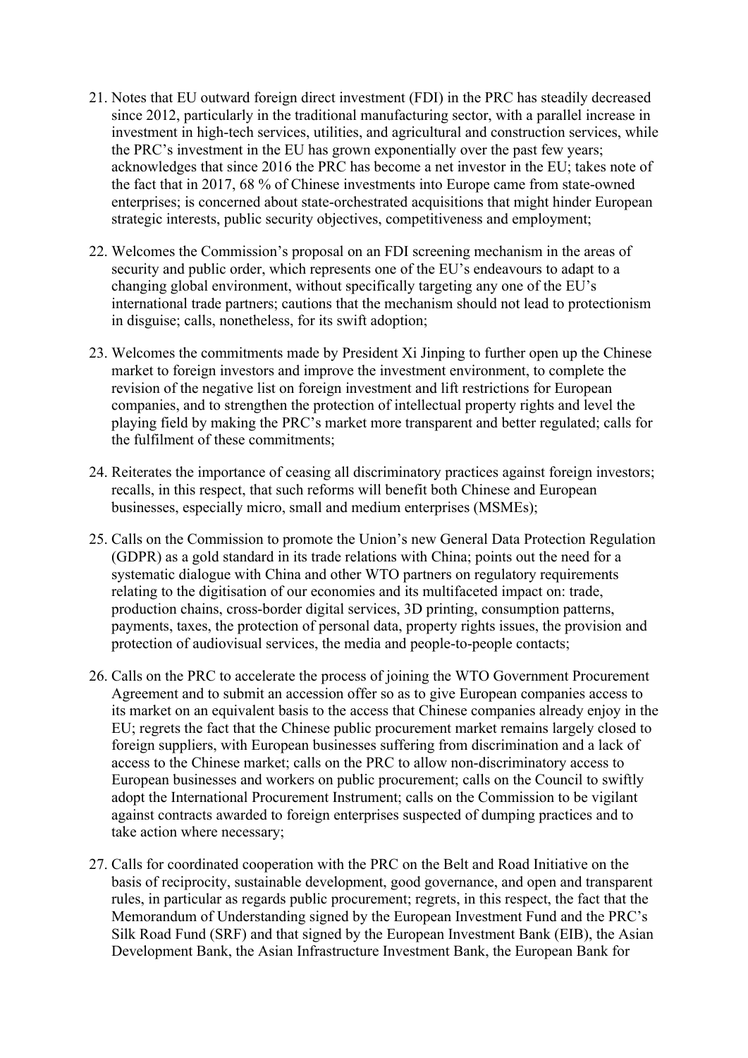21. Notes that EU outward foreign direct investment (FDI) in the PRC has steadily decreased since 2012, particularly in the traditional manufacturing sector, with a parallel increase in investment in high-tech services, utilities, and agricultural and construction services, while the PRC's investment in the EU has grown exponentially over the past few years; acknowledges that since 2016 the PRC has become a net investor in the EU; takes note of the fact that in 2017, 68 % of Chinese investments into Europe came from state-owned enterprises; is concerned about state-orchestrated acquisitions that might hinder European strategic interests, public security objectives, competitiveness and employment;

22. Welcomes the Commission's proposal on an FDI screening mechanism in the areas of security and public order, which represents one of the EU's endeavours to adapt to a changing global environment, without specifically targeting any one of the EU's international trade partners; cautions that the mechanism should not lead to protectionism in disguise; calls, nonetheless, for its swift adoption;

23. Welcomes the commitments made by President Xi Jinping to further open up the Chinese market to foreign investors and improve the investment environment, to complete the revision of the negative list on foreign investment and lift restrictions for European companies, and to strengthen the protection of intellectual property rights and level the playing field by making the PRC's market more transparent and better regulated; calls for the fulfilment of these commitments;

24. Reiterates the importance of ceasing all discriminatory practices against foreign investors; recalls, in this respect, that such reforms will benefit both Chinese and European businesses, especially micro, small and medium enterprises (MSMEs);

25. Calls on the Commission to promote the Union's new General Data Protection Regulation (GDPR) as a gold standard in its trade relations with China; points out the need for a systematic dialogue with China and other WTO partners on regulatory requirements relating to the digitisation of our economies and its multifaceted impact on: trade, production chains, cross-border digital services, 3D printing, consumption patterns, payments, taxes, the protection of personal data, property rights issues, the provision and protection of audiovisual services, the media and people-to-people contacts;

26. Calls on the PRC to accelerate the process of joining the WTO Government Procurement Agreement and to submit an accession offer so as to give European companies access to its market on an equivalent basis to the access that Chinese companies already enjoy in the EU; regrets the fact that the Chinese public procurement market remains largely closed to foreign suppliers, with European businesses suffering from discrimination and a lack of access to the Chinese market; calls on the PRC to allow non-discriminatory access to European businesses and workers on public procurement; calls on the Council to swiftly adopt the International Procurement Instrument; calls on the Commission to be vigilant against contracts awarded to foreign enterprises suspected of dumping practices and to take action where necessary;

27. Calls for coordinated cooperation with the PRC on the Belt and Road Initiative on the basis of reciprocity, sustainable development, good governance, and open and transparent rules, in particular as regards public procurement; regrets, in this respect, the fact that the Memorandum of Understanding signed by the European Investment Fund and the PRC's Silk Road Fund (SRF) and that signed by the European Investment Bank (EIB), the Asian Development Bank, the Asian Infrastructure Investment Bank, the European Bank for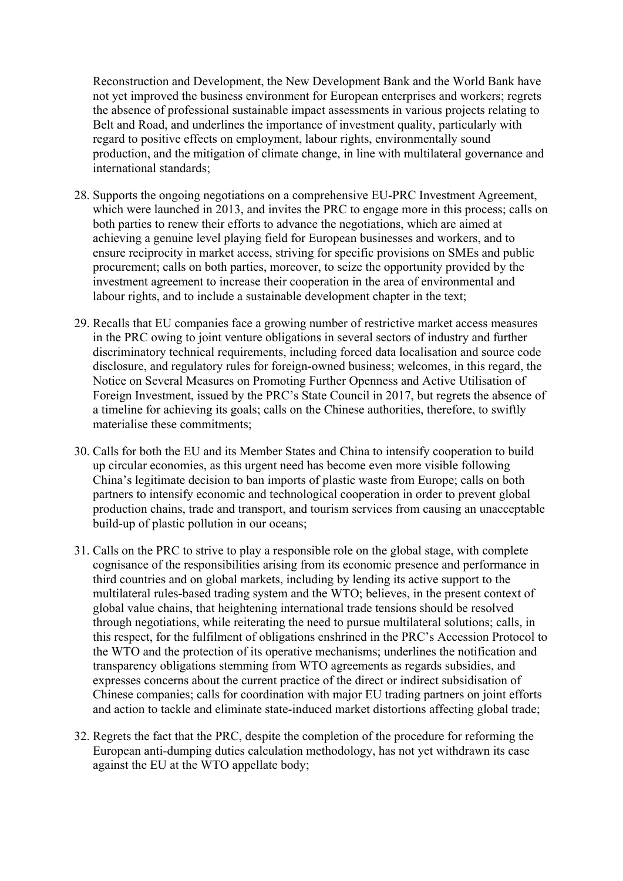Reconstruction and Development, the New Development Bank and the World Bank have not yet improved the business environment for European enterprises and workers; regrets the absence of professional sustainable impact assessments in various projects relating to Belt and Road, and underlines the importance of investment quality, particularly with regard to positive effects on employment, labour rights, environmentally sound production, and the mitigation of climate change, in line with multilateral governance and international standards;

28. Supports the ongoing negotiations on a comprehensive EU-PRC Investment Agreement, which were launched in 2013, and invites the PRC to engage more in this process; calls on both parties to renew their efforts to advance the negotiations, which are aimed at achieving a genuine level playing field for European businesses and workers, and to ensure reciprocity in market access, striving for specific provisions on SMEs and public procurement; calls on both parties, moreover, to seize the opportunity provided by the investment agreement to increase their cooperation in the area of environmental and labour rights, and to include a sustainable development chapter in the text;

29. Recalls that EU companies face a growing number of restrictive market access measures in the PRC owing to joint venture obligations in several sectors of industry and further discriminatory technical requirements, including forced data localisation and source code disclosure, and regulatory rules for foreign-owned business; welcomes, in this regard, the Notice on Several Measures on Promoting Further Openness and Active Utilisation of Foreign Investment, issued by the PRC's State Council in 2017, but regrets the absence of a timeline for achieving its goals; calls on the Chinese authorities, therefore, to swiftly materialise these commitments;

30. Calls for both the EU and its Member States and China to intensify cooperation to build up circular economies, as this urgent need has become even more visible following China's legitimate decision to ban imports of plastic waste from Europe; calls on both partners to intensify economic and technological cooperation in order to prevent global production chains, trade and transport, and tourism services from causing an unacceptable build-up of plastic pollution in our oceans;

31. Calls on the PRC to strive to play a responsible role on the global stage, with complete cognisance of the responsibilities arising from its economic presence and performance in third countries and on global markets, including by lending its active support to the multilateral rules-based trading system and the WTO; believes, in the present context of global value chains, that heightening international trade tensions should be resolved through negotiations, while reiterating the need to pursue multilateral solutions; calls, in this respect, for the fulfilment of obligations enshrined in the PRC's Accession Protocol to the WTO and the protection of its operative mechanisms; underlines the notification and transparency obligations stemming from WTO agreements as regards subsidies, and expresses concerns about the current practice of the direct or indirect subsidisation of Chinese companies; calls for coordination with major EU trading partners on joint efforts and action to tackle and eliminate state-induced market distortions affecting global trade;

32. Regrets the fact that the PRC, despite the completion of the procedure for reforming the European anti-dumping duties calculation methodology, has not yet withdrawn its case against the EU at the WTO appellate body;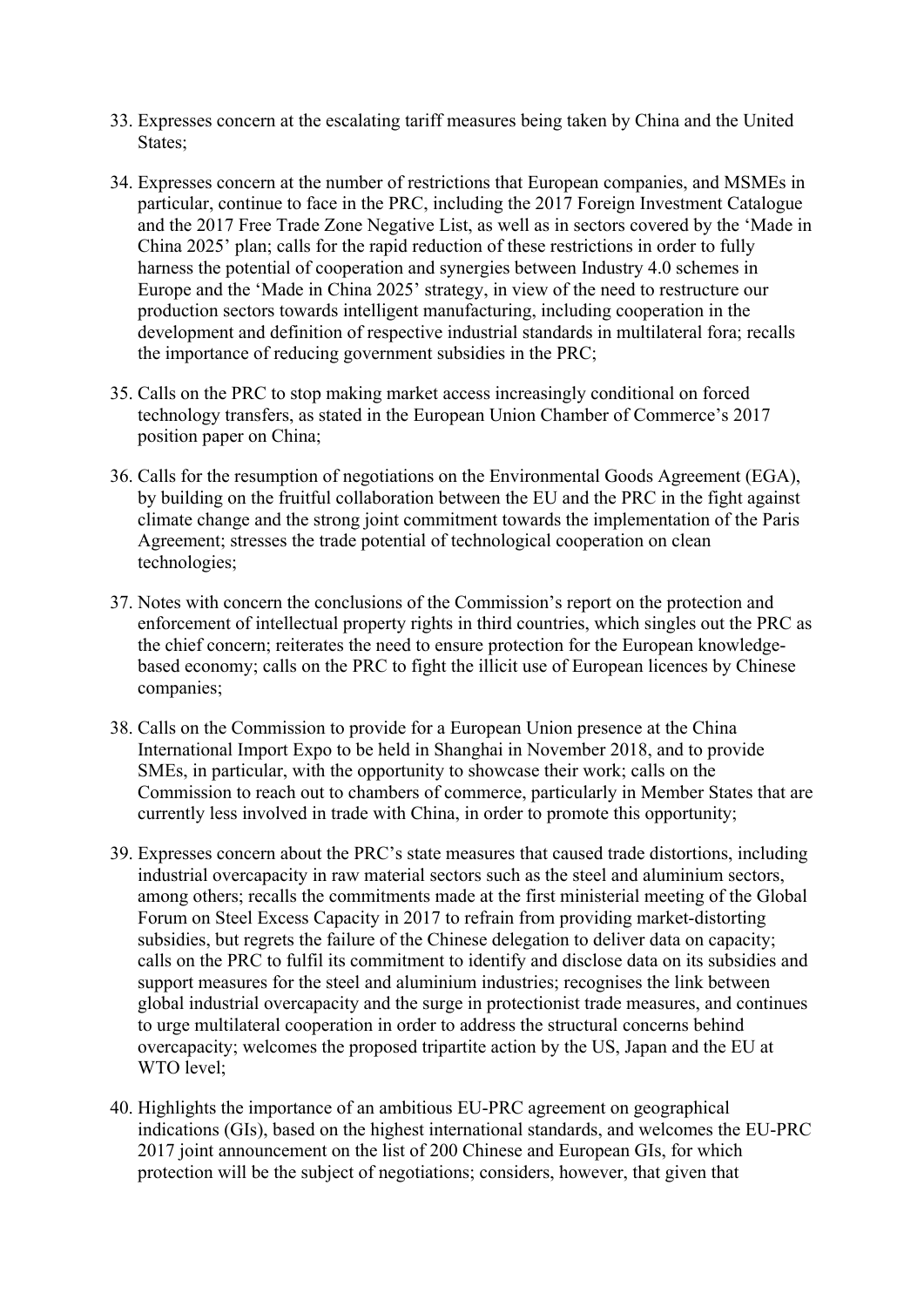33. Expresses concern at the escalating tariff measures being taken by China and the United States;

34. Expresses concern at the number of restrictions that European companies, and MSMEs in particular, continue to face in the PRC, including the 2017 Foreign Investment Catalogue and the 2017 Free Trade Zone Negative List, as well as in sectors covered by the 'Made in China 2025' plan; calls for the rapid reduction of these restrictions in order to fully harness the potential of cooperation and synergies between Industry 4.0 schemes in Europe and the 'Made in China 2025' strategy, in view of the need to restructure our production sectors towards intelligent manufacturing, including cooperation in the development and definition of respective industrial standards in multilateral fora; recalls the importance of reducing government subsidies in the PRC;

35. Calls on the PRC to stop making market access increasingly conditional on forced technology transfers, as stated in the European Union Chamber of Commerce's 2017 position paper on China;

36. Calls for the resumption of negotiations on the Environmental Goods Agreement (EGA), by building on the fruitful collaboration between the EU and the PRC in the fight against climate change and the strong joint commitment towards the implementation of the Paris Agreement; stresses the trade potential of technological cooperation on clean technologies;

37. Notes with concern the conclusions of the Commission's report on the protection and enforcement of intellectual property rights in third countries, which singles out the PRC as the chief concern; reiterates the need to ensure protection for the European knowledge-based economy; calls on the PRC to fight the illicit use of European licences by Chinese companies;

38. Calls on the Commission to provide for a European Union presence at the China International Import Expo to be held in Shanghai in November 2018, and to provide SMEs, in particular, with the opportunity to showcase their work; calls on the Commission to reach out to chambers of commerce, particularly in Member States that are currently less involved in trade with China, in order to promote this opportunity;

39. Expresses concern about the PRC's state measures that caused trade distortions, including industrial overcapacity in raw material sectors such as the steel and aluminium sectors, among others; recalls the commitments made at the first ministerial meeting of the Global Forum on Steel Excess Capacity in 2017 to refrain from providing market-distorting subsidies, but regrets the failure of the Chinese delegation to deliver data on capacity; calls on the PRC to fulfil its commitment to identify and disclose data on its subsidies and support measures for the steel and aluminium industries; recognises the link between global industrial overcapacity and the surge in protectionist trade measures, and continues to urge multilateral cooperation in order to address the structural concerns behind overcapacity; welcomes the proposed tripartite action by the US, Japan and the EU at WTO level;

40. Highlights the importance of an ambitious EU-PRC agreement on geographical indications (GIs), based on the highest international standards, and welcomes the EU-PRC 2017 joint announcement on the list of 200 Chinese and European GIs, for which protection will be the subject of negotiations; considers, however, that given that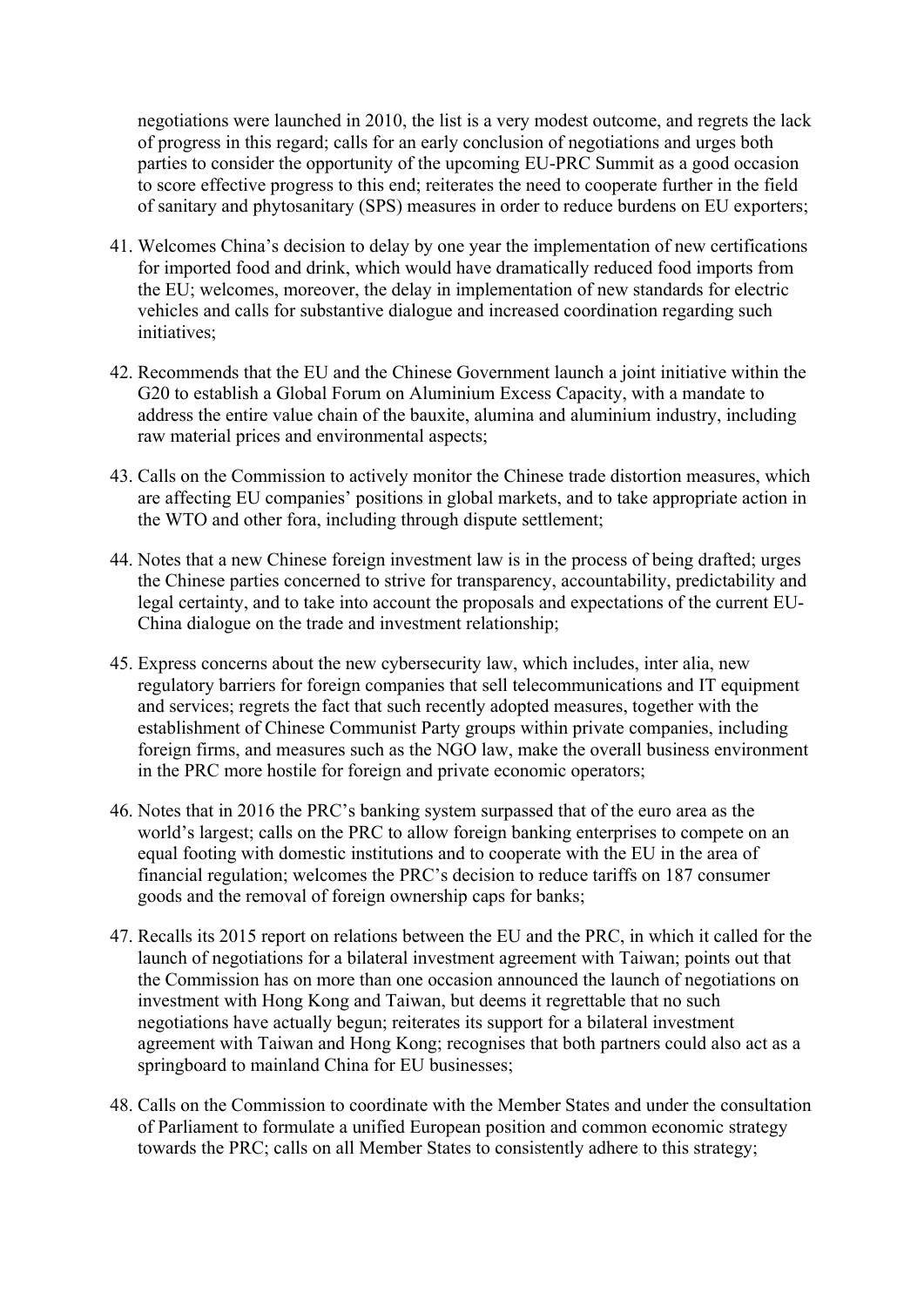negotiations were launched in 2010, the list is a very modest outcome, and regrets the lack of progress in this regard; calls for an early conclusion of negotiations and urges both parties to consider the opportunity of the upcoming EU-PRC Summit as a good occasion to score effective progress to this end; reiterates the need to cooperate further in the field of sanitary and phytosanitary (SPS) measures in order to reduce burdens on EU exporters;

41. Welcomes China's decision to delay by one year the implementation of new certifications for imported food and drink, which would have dramatically reduced food imports from the EU; welcomes, moreover, the delay in implementation of new standards for electric vehicles and calls for substantive dialogue and increased coordination regarding such initiatives;

42. Recommends that the EU and the Chinese Government launch a joint initiative within the G20 to establish a Global Forum on Aluminium Excess Capacity, with a mandate to address the entire value chain of the bauxite, alumina and aluminium industry, including raw material prices and environmental aspects;

43. Calls on the Commission to actively monitor the Chinese trade distortion measures, which are affecting EU companies' positions in global markets, and to take appropriate action in the WTO and other fora, including through dispute settlement;

44. Notes that a new Chinese foreign investment law is in the process of being drafted; urges the Chinese parties concerned to strive for transparency, accountability, predictability and legal certainty, and to take into account the proposals and expectations of the current EU-China dialogue on the trade and investment relationship;

45. Express concerns about the new cybersecurity law, which includes, inter alia, new regulatory barriers for foreign companies that sell telecommunications and IT equipment and services; regrets the fact that such recently adopted measures, together with the establishment of Chinese Communist Party groups within private companies, including foreign firms, and measures such as the NGO law, make the overall business environment in the PRC more hostile for foreign and private economic operators;

46. Notes that in 2016 the PRC's banking system surpassed that of the euro area as the world's largest; calls on the PRC to allow foreign banking enterprises to compete on an equal footing with domestic institutions and to cooperate with the EU in the area of financial regulation; welcomes the PRC's decision to reduce tariffs on 187 consumer goods and the removal of foreign ownership caps for banks;

47. Recalls its 2015 report on relations between the EU and the PRC, in which it called for the launch of negotiations for a bilateral investment agreement with Taiwan; points out that the Commission has on more than one occasion announced the launch of negotiations on investment with Hong Kong and Taiwan, but deems it regrettable that no such negotiations have actually begun; reiterates its support for a bilateral investment agreement with Taiwan and Hong Kong; recognises that both partners could also act as a springboard to mainland China for EU businesses;

48. Calls on the Commission to coordinate with the Member States and under the consultation of Parliament to formulate a unified European position and common economic strategy towards the PRC; calls on all Member States to consistently adhere to this strategy;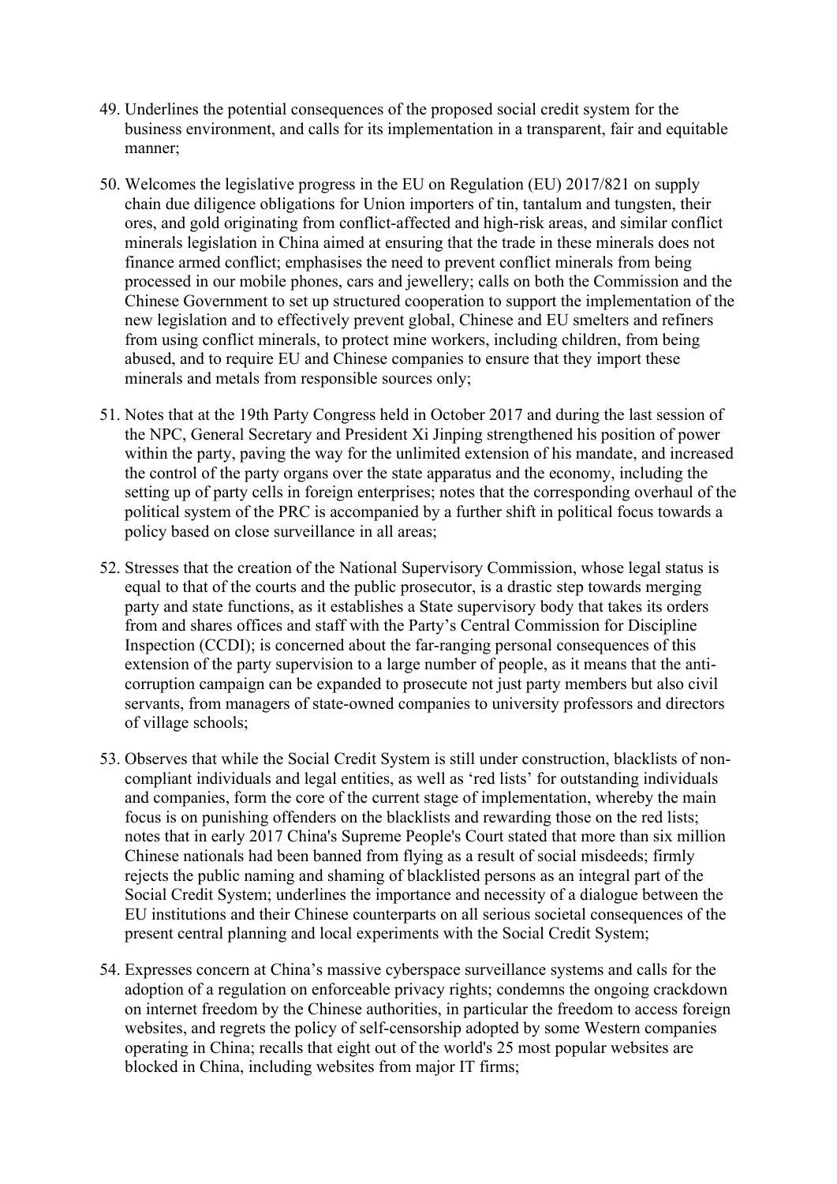49. Underlines the potential consequences of the proposed social credit system for the business environment, and calls for its implementation in a transparent, fair and equitable manner;

50. Welcomes the legislative progress in the EU on Regulation (EU) 2017/821 on supply chain due diligence obligations for Union importers of tin, tantalum and tungsten, their ores, and gold originating from conflict-affected and high-risk areas, and similar conflict minerals legislation in China aimed at ensuring that the trade in these minerals does not finance armed conflict; emphasises the need to prevent conflict minerals from being processed in our mobile phones, cars and jewellery; calls on both the Commission and the Chinese Government to set up structured cooperation to support the implementation of the new legislation and to effectively prevent global, Chinese and EU smelters and refiners from using conflict minerals, to protect mine workers, including children, from being abused, and to require EU and Chinese companies to ensure that they import these minerals and metals from responsible sources only;

51. Notes that at the 19th Party Congress held in October 2017 and during the last session of the NPC, General Secretary and President Xi Jinping strengthened his position of power within the party, paving the way for the unlimited extension of his mandate, and increased the control of the party organs over the state apparatus and the economy, including the setting up of party cells in foreign enterprises; notes that the corresponding overhaul of the political system of the PRC is accompanied by a further shift in political focus towards a policy based on close surveillance in all areas;

52. Stresses that the creation of the National Supervisory Commission, whose legal status is equal to that of the courts and the public prosecutor, is a drastic step towards merging party and state functions, as it establishes a State supervisory body that takes its orders from and shares offices and staff with the Party's Central Commission for Discipline Inspection (CCDI); is concerned about the far-ranging personal consequences of this extension of the party supervision to a large number of people, as it means that the anti-corruption campaign can be expanded to prosecute not just party members but also civil servants, from managers of state-owned companies to university professors and directors of village schools;

53. Observes that while the Social Credit System is still under construction, blacklists of non-compliant individuals and legal entities, as well as 'red lists' for outstanding individuals and companies, form the core of the current stage of implementation, whereby the main focus is on punishing offenders on the blacklists and rewarding those on the red lists; notes that in early 2017 China's Supreme People's Court stated that more than six million Chinese nationals had been banned from flying as a result of social misdeeds; firmly rejects the public naming and shaming of blacklisted persons as an integral part of the Social Credit System; underlines the importance and necessity of a dialogue between the EU institutions and their Chinese counterparts on all serious societal consequences of the present central planning and local experiments with the Social Credit System;

54. Expresses concern at China's massive cyberspace surveillance systems and calls for the adoption of a regulation on enforceable privacy rights; condemns the ongoing crackdown on internet freedom by the Chinese authorities, in particular the freedom to access foreign websites, and regrets the policy of self-censorship adopted by some Western companies operating in China; recalls that eight out of the world's 25 most popular websites are blocked in China, including websites from major IT firms;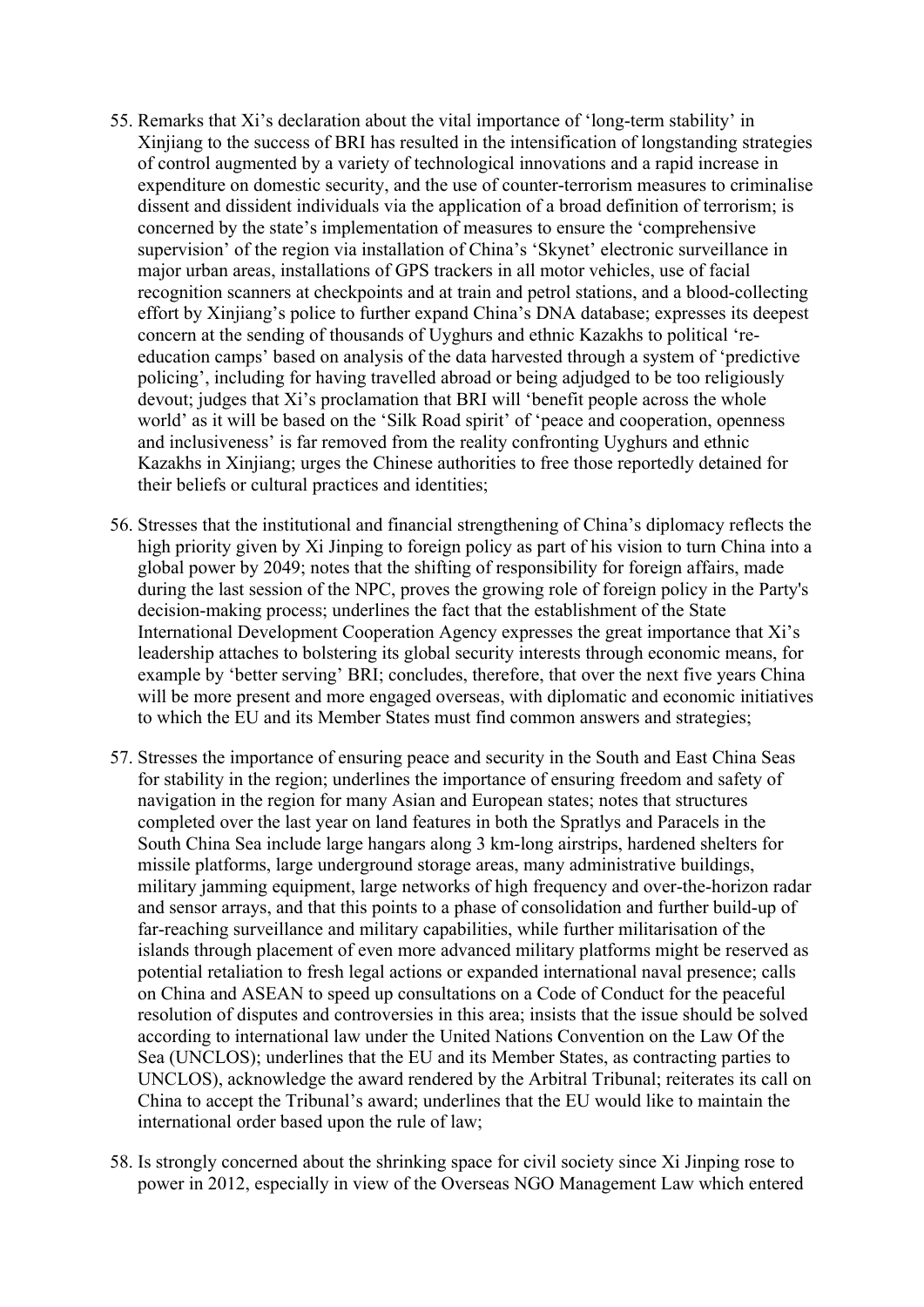55. Remarks that Xi's declaration about the vital importance of 'long-term stability' in Xinjiang to the success of BRI has resulted in the intensification of longstanding strategies of control augmented by a variety of technological innovations and a rapid increase in expenditure on domestic security, and the use of counter-terrorism measures to criminalise dissent and dissident individuals via the application of a broad definition of terrorism; is concerned by the state's implementation of measures to ensure the 'comprehensive supervision' of the region via installation of China's 'Skynet' electronic surveillance in major urban areas, installations of GPS trackers in all motor vehicles, use of facial recognition scanners at checkpoints and at train and petrol stations, and a blood-collecting effort by Xinjiang's police to further expand China's DNA database; expresses its deepest concern at the sending of thousands of Uyghurs and ethnic Kazakhs to political 're-education camps' based on analysis of the data harvested through a system of 'predictive policing', including for having travelled abroad or being adjudged to be too religiously devout; judges that Xi's proclamation that BRI will 'benefit people across the whole world' as it will be based on the 'Silk Road spirit' of 'peace and cooperation, openness and inclusiveness' is far removed from the reality confronting Uyghurs and ethnic Kazakhs in Xinjiang; urges the Chinese authorities to free those reportedly detained for their beliefs or cultural practices and identities;

56. Stresses that the institutional and financial strengthening of China's diplomacy reflects the high priority given by Xi Jinping to foreign policy as part of his vision to turn China into a global power by 2049; notes that the shifting of responsibility for foreign affairs, made during the last session of the NPC, proves the growing role of foreign policy in the Party's decision-making process; underlines the fact that the establishment of the State International Development Cooperation Agency expresses the great importance that Xi's leadership attaches to bolstering its global security interests through economic means, for example by 'better serving' BRI; concludes, therefore, that over the next five years China will be more present and more engaged overseas, with diplomatic and economic initiatives to which the EU and its Member States must find common answers and strategies;

57. Stresses the importance of ensuring peace and security in the South and East China Seas for stability in the region; underlines the importance of ensuring freedom and safety of navigation in the region for many Asian and European states; notes that structures completed over the last year on land features in both the Spratlys and Paracels in the South China Sea include large hangars along 3 km-long airstrips, hardened shelters for missile platforms, large underground storage areas, many administrative buildings, military jamming equipment, large networks of high frequency and over-the-horizon radar and sensor arrays, and that this points to a phase of consolidation and further build-up of far-reaching surveillance and military capabilities, while further militarisation of the islands through placement of even more advanced military platforms might be reserved as potential retaliation to fresh legal actions or expanded international naval presence; calls on China and ASEAN to speed up consultations on a Code of Conduct for the peaceful resolution of disputes and controversies in this area; insists that the issue should be solved according to international law under the United Nations Convention on the Law Of the Sea (UNCLOS); underlines that the EU and its Member States, as contracting parties to UNCLOS), acknowledge the award rendered by the Arbitral Tribunal; reiterates its call on China to accept the Tribunal's award; underlines that the EU would like to maintain the international order based upon the rule of law;

58. Is strongly concerned about the shrinking space for civil society since Xi Jinping rose to power in 2012, especially in view of the Overseas NGO Management Law which entered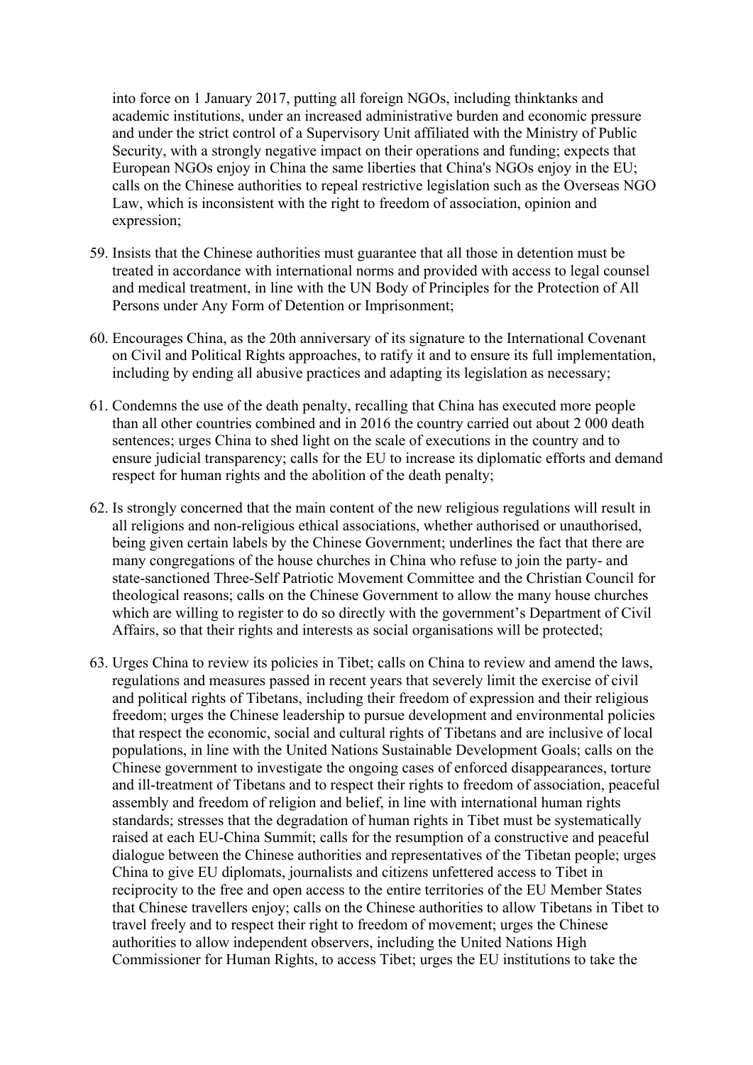into force on 1 January 2017, putting all foreign NGOs, including thinktanks and academic institutions, under an increased administrative burden and economic pressure and under the strict control of a Supervisory Unit affiliated with the Ministry of Public Security, with a strongly negative impact on their operations and funding; expects that European NGOs enjoy in China the same liberties that China's NGOs enjoy in the EU; calls on the Chinese authorities to repeal restrictive legislation such as the Overseas NGO Law, which is inconsistent with the right to freedom of association, opinion and expression;

59. Insists that the Chinese authorities must guarantee that all those in detention must be treated in accordance with international norms and provided with access to legal counsel and medical treatment, in line with the UN Body of Principles for the Protection of All Persons under Any Form of Detention or Imprisonment;

60. Encourages China, as the 20th anniversary of its signature to the International Covenant on Civil and Political Rights approaches, to ratify it and to ensure its full implementation, including by ending all abusive practices and adapting its legislation as necessary;

61. Condemns the use of the death penalty, recalling that China has executed more people than all other countries combined and in 2016 the country carried out about 2 000 death sentences; urges China to shed light on the scale of executions in the country and to ensure judicial transparency; calls for the EU to increase its diplomatic efforts and demand respect for human rights and the abolition of the death penalty;

62. Is strongly concerned that the main content of the new religious regulations will result in all religions and non-religious ethical associations, whether authorised or unauthorised, being given certain labels by the Chinese Government; underlines the fact that there are many congregations of the house churches in China who refuse to join the party- and state-sanctioned Three-Self Patriotic Movement Committee and the Christian Council for theological reasons; calls on the Chinese Government to allow the many house churches which are willing to register to do so directly with the government's Department of Civil Affairs, so that their rights and interests as social organisations will be protected;

63. Urges China to review its policies in Tibet; calls on China to review and amend the laws, regulations and measures passed in recent years that severely limit the exercise of civil and political rights of Tibetans, including their freedom of expression and their religious freedom; urges the Chinese leadership to pursue development and environmental policies that respect the economic, social and cultural rights of Tibetans and are inclusive of local populations, in line with the United Nations Sustainable Development Goals; calls on the Chinese government to investigate the ongoing cases of enforced disappearances, torture and ill-treatment of Tibetans and to respect their rights to freedom of association, peaceful assembly and freedom of religion and belief, in line with international human rights standards; stresses that the degradation of human rights in Tibet must be systematically raised at each EU-China Summit; calls for the resumption of a constructive and peaceful dialogue between the Chinese authorities and representatives of the Tibetan people; urges China to give EU diplomats, journalists and citizens unfettered access to Tibet in reciprocity to the free and open access to the entire territories of the EU Member States that Chinese travellers enjoy; calls on the Chinese authorities to allow Tibetans in Tibet to travel freely and to respect their right to freedom of movement; urges the Chinese authorities to allow independent observers, including the United Nations High Commissioner for Human Rights, to access Tibet; urges the EU institutions to take the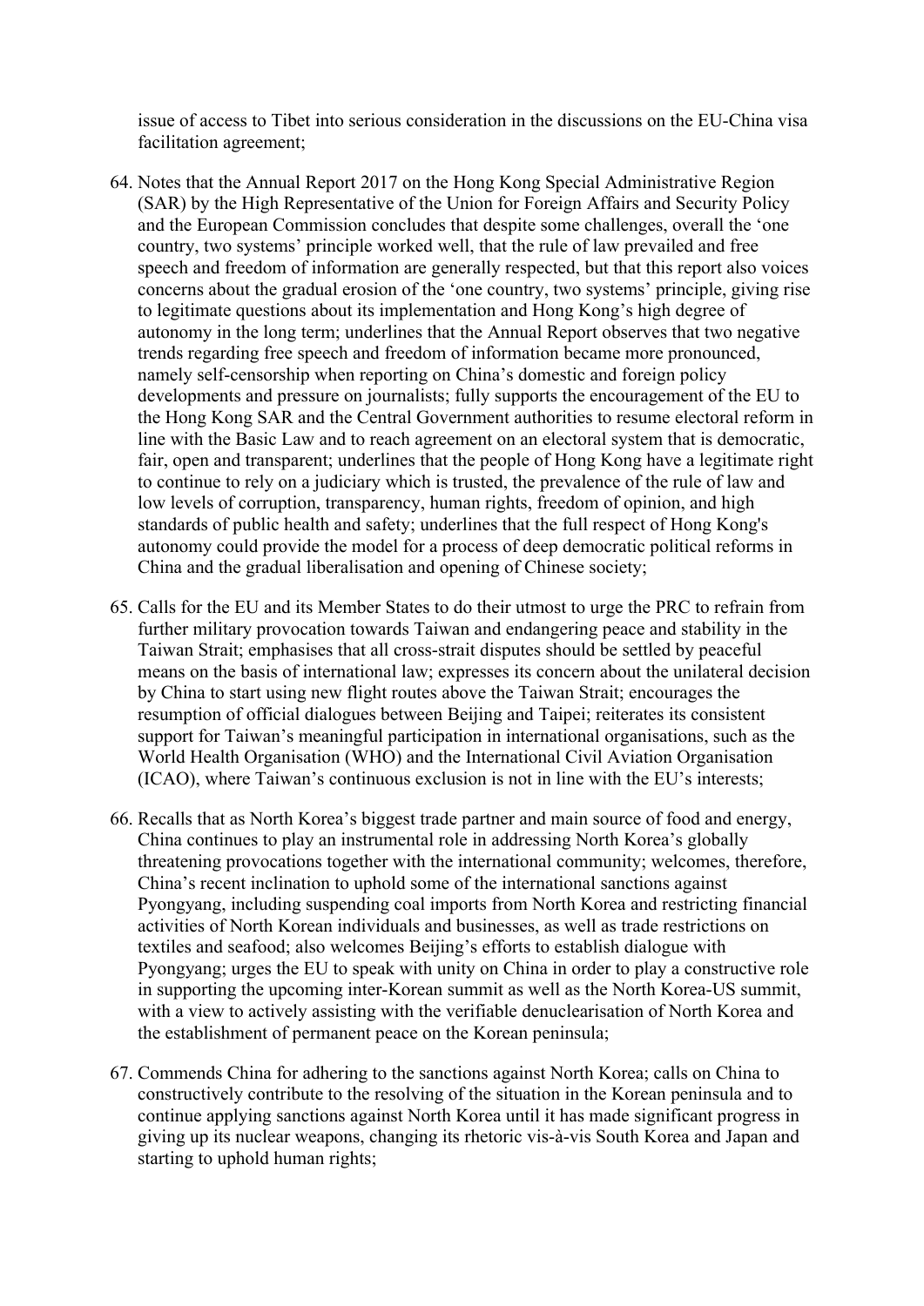issue of access to Tibet into serious consideration in the discussions on the EU-China visa facilitation agreement;

64. Notes that the Annual Report 2017 on the Hong Kong Special Administrative Region (SAR) by the High Representative of the Union for Foreign Affairs and Security Policy and the European Commission concludes that despite some challenges, overall the 'one country, two systems' principle worked well, that the rule of law prevailed and free speech and freedom of information are generally respected, but that this report also voices concerns about the gradual erosion of the 'one country, two systems' principle, giving rise to legitimate questions about its implementation and Hong Kong's high degree of autonomy in the long term; underlines that the Annual Report observes that two negative trends regarding free speech and freedom of information became more pronounced, namely self-censorship when reporting on China's domestic and foreign policy developments and pressure on journalists; fully supports the encouragement of the EU to the Hong Kong SAR and the Central Government authorities to resume electoral reform in line with the Basic Law and to reach agreement on an electoral system that is democratic, fair, open and transparent; underlines that the people of Hong Kong have a legitimate right to continue to rely on a judiciary which is trusted, the prevalence of the rule of law and low levels of corruption, transparency, human rights, freedom of opinion, and high standards of public health and safety; underlines that the full respect of Hong Kong's autonomy could provide the model for a process of deep democratic political reforms in China and the gradual liberalisation and opening of Chinese society;

65. Calls for the EU and its Member States to do their utmost to urge the PRC to refrain from further military provocation towards Taiwan and endangering peace and stability in the Taiwan Strait; emphasises that all cross-strait disputes should be settled by peaceful means on the basis of international law; expresses its concern about the unilateral decision by China to start using new flight routes above the Taiwan Strait; encourages the resumption of official dialogues between Beijing and Taipei; reiterates its consistent support for Taiwan's meaningful participation in international organisations, such as the World Health Organisation (WHO) and the International Civil Aviation Organisation (ICAO), where Taiwan's continuous exclusion is not in line with the EU's interests;

66. Recalls that as North Korea's biggest trade partner and main source of food and energy, China continues to play an instrumental role in addressing North Korea's globally threatening provocations together with the international community; welcomes, therefore, China's recent inclination to uphold some of the international sanctions against Pyongyang, including suspending coal imports from North Korea and restricting financial activities of North Korean individuals and businesses, as well as trade restrictions on textiles and seafood; also welcomes Beijing's efforts to establish dialogue with Pyongyang; urges the EU to speak with unity on China in order to play a constructive role in supporting the upcoming inter-Korean summit as well as the North Korea-US summit, with a view to actively assisting with the verifiable denuclearisation of North Korea and the establishment of permanent peace on the Korean peninsula;

67. Commends China for adhering to the sanctions against North Korea; calls on China to constructively contribute to the resolving of the situation in the Korean peninsula and to continue applying sanctions against North Korea until it has made significant progress in giving up its nuclear weapons, changing its rhetoric vis-à-vis South Korea and Japan and starting to uphold human rights;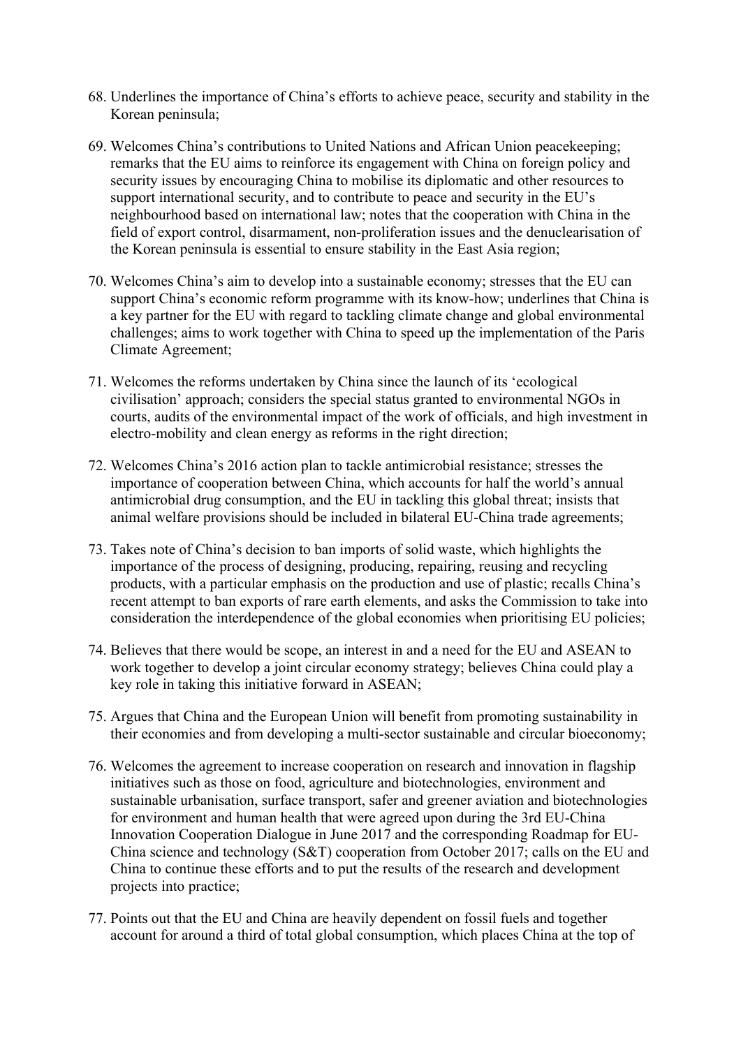68. Underlines the importance of China's efforts to achieve peace, security and stability in the Korean peninsula;

69. Welcomes China's contributions to United Nations and African Union peacekeeping; remarks that the EU aims to reinforce its engagement with China on foreign policy and security issues by encouraging China to mobilise its diplomatic and other resources to support international security, and to contribute to peace and security in the EU's neighbourhood based on international law; notes that the cooperation with China in the field of export control, disarmament, non-proliferation issues and the denuclearisation of the Korean peninsula is essential to ensure stability in the East Asia region;

70. Welcomes China's aim to develop into a sustainable economy; stresses that the EU can support China's economic reform programme with its know-how; underlines that China is a key partner for the EU with regard to tackling climate change and global environmental challenges; aims to work together with China to speed up the implementation of the Paris Climate Agreement;

71. Welcomes the reforms undertaken by China since the launch of its 'ecological civilisation' approach; considers the special status granted to environmental NGOs in courts, audits of the environmental impact of the work of officials, and high investment in electro-mobility and clean energy as reforms in the right direction;

72. Welcomes China's 2016 action plan to tackle antimicrobial resistance; stresses the importance of cooperation between China, which accounts for half the world's annual antimicrobial drug consumption, and the EU in tackling this global threat; insists that animal welfare provisions should be included in bilateral EU-China trade agreements;

73. Takes note of China's decision to ban imports of solid waste, which highlights the importance of the process of designing, producing, repairing, reusing and recycling products, with a particular emphasis on the production and use of plastic; recalls China's recent attempt to ban exports of rare earth elements, and asks the Commission to take into consideration the interdependence of the global economies when prioritising EU policies;

74. Believes that there would be scope, an interest in and a need for the EU and ASEAN to work together to develop a joint circular economy strategy; believes China could play a key role in taking this initiative forward in ASEAN;

75. Argues that China and the European Union will benefit from promoting sustainability in their economies and from developing a multi-sector sustainable and circular bioeconomy;

76. Welcomes the agreement to increase cooperation on research and innovation in flagship initiatives such as those on food, agriculture and biotechnologies, environment and sustainable urbanisation, surface transport, safer and greener aviation and biotechnologies for environment and human health that were agreed upon during the 3rd EU-China Innovation Cooperation Dialogue in June 2017 and the corresponding Roadmap for EU-China science and technology (S&T) cooperation from October 2017; calls on the EU and China to continue these efforts and to put the results of the research and development projects into practice;

77. Points out that the EU and China are heavily dependent on fossil fuels and together account for around a third of total global consumption, which places China at the top of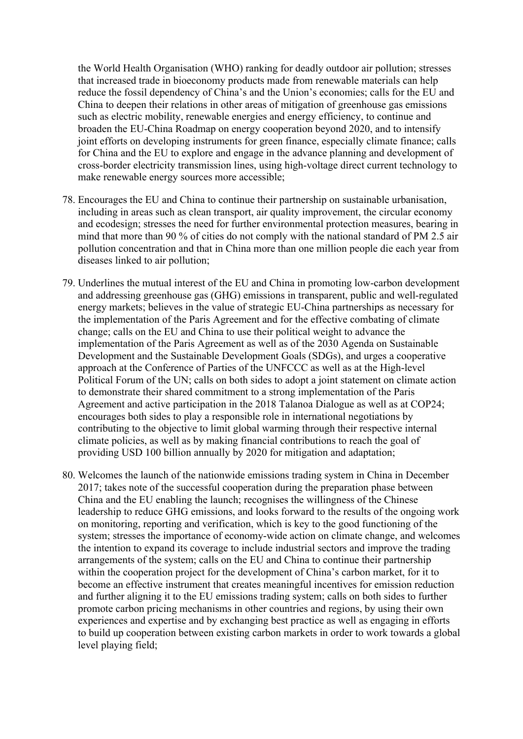the World Health Organisation (WHO) ranking for deadly outdoor air pollution; stresses that increased trade in bioeconomy products made from renewable materials can help reduce the fossil dependency of China's and the Union's economies; calls for the EU and China to deepen their relations in other areas of mitigation of greenhouse gas emissions such as electric mobility, renewable energies and energy efficiency, to continue and broaden the EU-China Roadmap on energy cooperation beyond 2020, and to intensify joint efforts on developing instruments for green finance, especially climate finance; calls for China and the EU to explore and engage in the advance planning and development of cross-border electricity transmission lines, using high-voltage direct current technology to make renewable energy sources more accessible;

78. Encourages the EU and China to continue their partnership on sustainable urbanisation, including in areas such as clean transport, air quality improvement, the circular economy and ecodesign; stresses the need for further environmental protection measures, bearing in mind that more than 90 % of cities do not comply with the national standard of PM 2.5 air pollution concentration and that in China more than one million people die each year from diseases linked to air pollution;

79. Underlines the mutual interest of the EU and China in promoting low-carbon development and addressing greenhouse gas (GHG) emissions in transparent, public and well-regulated energy markets; believes in the value of strategic EU-China partnerships as necessary for the implementation of the Paris Agreement and for the effective combating of climate change; calls on the EU and China to use their political weight to advance the implementation of the Paris Agreement as well as of the 2030 Agenda on Sustainable Development and the Sustainable Development Goals (SDGs), and urges a cooperative approach at the Conference of Parties of the UNFCCC as well as at the High-level Political Forum of the UN; calls on both sides to adopt a joint statement on climate action to demonstrate their shared commitment to a strong implementation of the Paris Agreement and active participation in the 2018 Talanoa Dialogue as well as at COP24; encourages both sides to play a responsible role in international negotiations by contributing to the objective to limit global warming through their respective internal climate policies, as well as by making financial contributions to reach the goal of providing USD 100 billion annually by 2020 for mitigation and adaptation;

80. Welcomes the launch of the nationwide emissions trading system in China in December 2017; takes note of the successful cooperation during the preparation phase between China and the EU enabling the launch; recognises the willingness of the Chinese leadership to reduce GHG emissions, and looks forward to the results of the ongoing work on monitoring, reporting and verification, which is key to the good functioning of the system; stresses the importance of economy-wide action on climate change, and welcomes the intention to expand its coverage to include industrial sectors and improve the trading arrangements of the system; calls on the EU and China to continue their partnership within the cooperation project for the development of China's carbon market, for it to become an effective instrument that creates meaningful incentives for emission reduction and further aligning it to the EU emissions trading system; calls on both sides to further promote carbon pricing mechanisms in other countries and regions, by using their own experiences and expertise and by exchanging best practice as well as engaging in efforts to build up cooperation between existing carbon markets in order to work towards a global level playing field;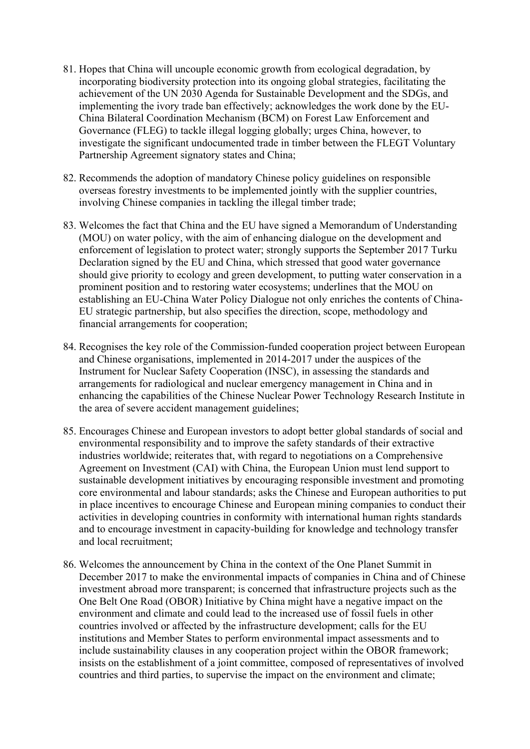81. Hopes that China will uncouple economic growth from ecological degradation, by incorporating biodiversity protection into its ongoing global strategies, facilitating the achievement of the UN 2030 Agenda for Sustainable Development and the SDGs, and implementing the ivory trade ban effectively; acknowledges the work done by the EU-China Bilateral Coordination Mechanism (BCM) on Forest Law Enforcement and Governance (FLEG) to tackle illegal logging globally; urges China, however, to investigate the significant undocumented trade in timber between the FLEGT Voluntary Partnership Agreement signatory states and China;

82. Recommends the adoption of mandatory Chinese policy guidelines on responsible overseas forestry investments to be implemented jointly with the supplier countries, involving Chinese companies in tackling the illegal timber trade;

83. Welcomes the fact that China and the EU have signed a Memorandum of Understanding (MOU) on water policy, with the aim of enhancing dialogue on the development and enforcement of legislation to protect water; strongly supports the September 2017 Turku Declaration signed by the EU and China, which stressed that good water governance should give priority to ecology and green development, to putting water conservation in a prominent position and to restoring water ecosystems; underlines that the MOU on establishing an EU-China Water Policy Dialogue not only enriches the contents of China-EU strategic partnership, but also specifies the direction, scope, methodology and financial arrangements for cooperation;

84. Recognises the key role of the Commission-funded cooperation project between European and Chinese organisations, implemented in 2014-2017 under the auspices of the Instrument for Nuclear Safety Cooperation (INSC), in assessing the standards and arrangements for radiological and nuclear emergency management in China and in enhancing the capabilities of the Chinese Nuclear Power Technology Research Institute in the area of severe accident management guidelines;

85. Encourages Chinese and European investors to adopt better global standards of social and environmental responsibility and to improve the safety standards of their extractive industries worldwide; reiterates that, with regard to negotiations on a Comprehensive Agreement on Investment (CAI) with China, the European Union must lend support to sustainable development initiatives by encouraging responsible investment and promoting core environmental and labour standards; asks the Chinese and European authorities to put in place incentives to encourage Chinese and European mining companies to conduct their activities in developing countries in conformity with international human rights standards and to encourage investment in capacity-building for knowledge and technology transfer and local recruitment;

86. Welcomes the announcement by China in the context of the One Planet Summit in December 2017 to make the environmental impacts of companies in China and of Chinese investment abroad more transparent; is concerned that infrastructure projects such as the One Belt One Road (OBOR) Initiative by China might have a negative impact on the environment and climate and could lead to the increased use of fossil fuels in other countries involved or affected by the infrastructure development; calls for the EU institutions and Member States to perform environmental impact assessments and to include sustainability clauses in any cooperation project within the OBOR framework; insists on the establishment of a joint committee, composed of representatives of involved countries and third parties, to supervise the impact on the environment and climate;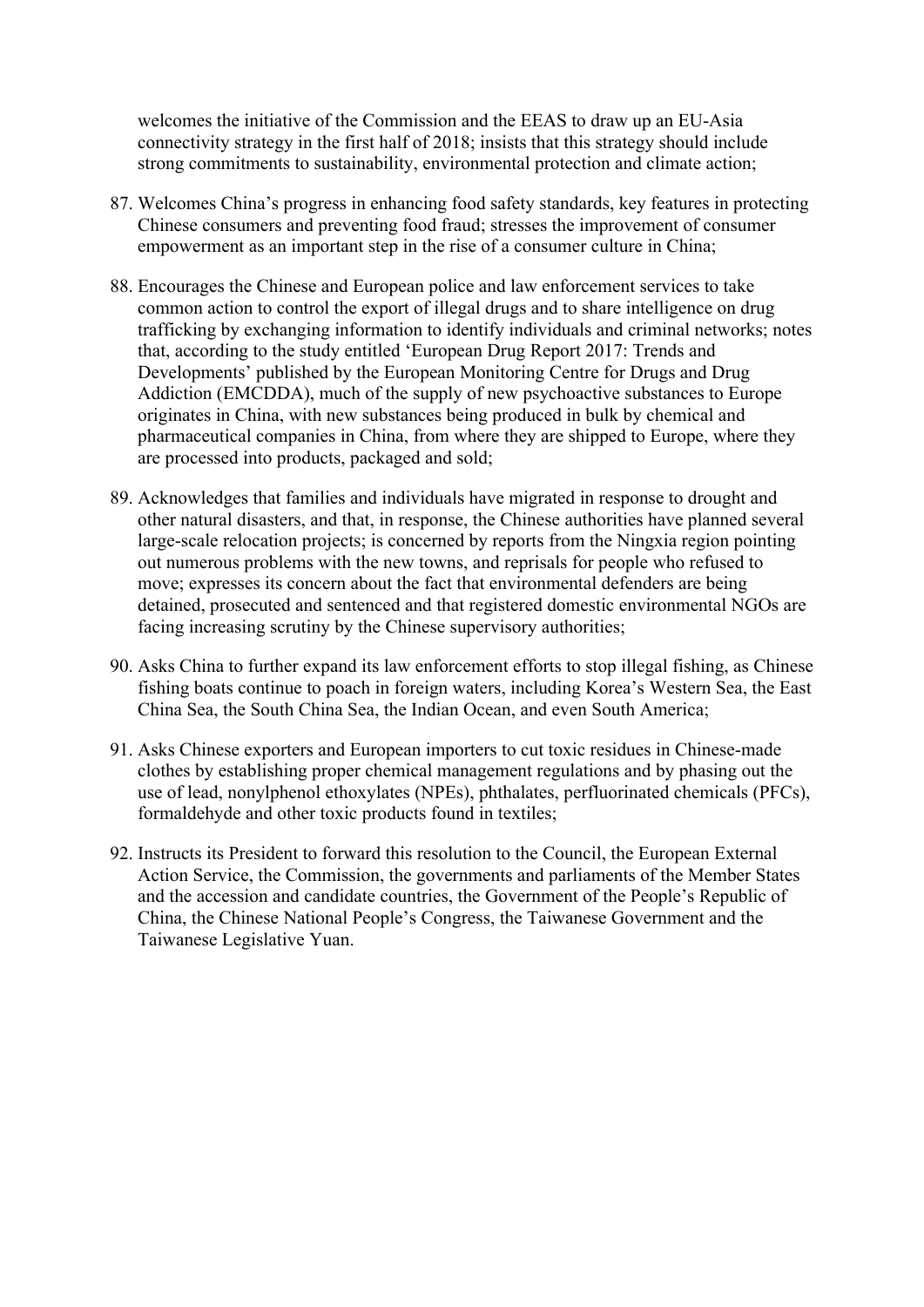welcomes the initiative of the Commission and the EEAS to draw up an EU-Asia connectivity strategy in the first half of 2018; insists that this strategy should include strong commitments to sustainability, environmental protection and climate action;

87. Welcomes China's progress in enhancing food safety standards, key features in protecting Chinese consumers and preventing food fraud; stresses the improvement of consumer empowerment as an important step in the rise of a consumer culture in China;

88. Encourages the Chinese and European police and law enforcement services to take common action to control the export of illegal drugs and to share intelligence on drug trafficking by exchanging information to identify individuals and criminal networks; notes that, according to the study entitled 'European Drug Report 2017: Trends and Developments' published by the European Monitoring Centre for Drugs and Drug Addiction (EMCDDA), much of the supply of new psychoactive substances to Europe originates in China, with new substances being produced in bulk by chemical and pharmaceutical companies in China, from where they are shipped to Europe, where they are processed into products, packaged and sold;

89. Acknowledges that families and individuals have migrated in response to drought and other natural disasters, and that, in response, the Chinese authorities have planned several large-scale relocation projects; is concerned by reports from the Ningxia region pointing out numerous problems with the new towns, and reprisals for people who refused to move; expresses its concern about the fact that environmental defenders are being detained, prosecuted and sentenced and that registered domestic environmental NGOs are facing increasing scrutiny by the Chinese supervisory authorities;

90. Asks China to further expand its law enforcement efforts to stop illegal fishing, as Chinese fishing boats continue to poach in foreign waters, including Korea's Western Sea, the East China Sea, the South China Sea, the Indian Ocean, and even South America;

91. Asks Chinese exporters and European importers to cut toxic residues in Chinese-made clothes by establishing proper chemical management regulations and by phasing out the use of lead, nonylphenol ethoxylates (NPEs), phthalates, perfluorinated chemicals (PFCs), formaldehyde and other toxic products found in textiles;

92. Instructs its President to forward this resolution to the Council, the European External Action Service, the Commission, the governments and parliaments of the Member States and the accession and candidate countries, the Government of the People's Republic of China, the Chinese National People's Congress, the Taiwanese Government and the Taiwanese Legislative Yuan.